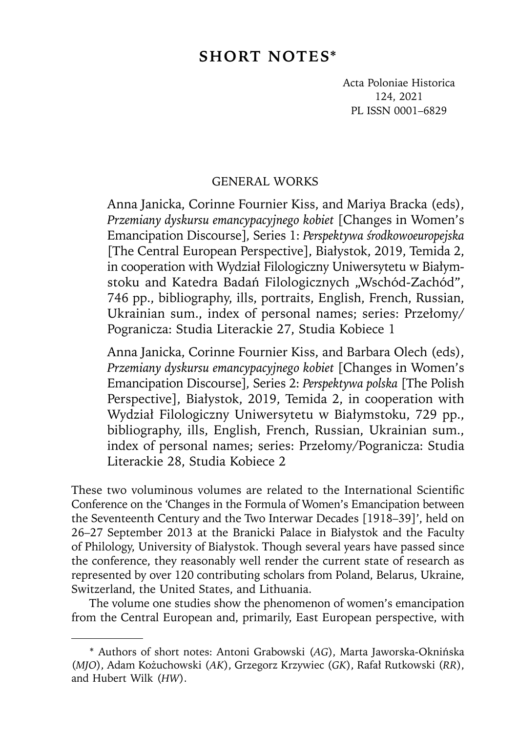# SHORT NOTES*

Acta Poloniae Historica
124, 2021
PL ISSN 0001–6829

## GENERAL WORKS

Anna Janicka, Corinne Fournier Kiss, and Mariya Bracka (eds), *Przemiany dyskursu emancypacyjnego kobiet* [Changes in Women's Emancipation Discourse], Series 1: *Perspektywa środkowoeuropejska* [The Central European Perspective], Białystok, 2019, Temida 2, in cooperation with Wydział Filologiczny Uniwersytetu w Białymstoku and Katedra Badań Filologicznych „Wschód-Zachód", 746 pp., bibliography, ills, portraits, English, French, Russian, Ukrainian sum., index of personal names; series: Przełomy/Pogranicza: Studia Literackie 27, Studia Kobiece 1

Anna Janicka, Corinne Fournier Kiss, and Barbara Olech (eds), *Przemiany dyskursu emancypacyjnego kobiet* [Changes in Women's Emancipation Discourse], Series 2: *Perspektywa polska* [The Polish Perspective], Białystok, 2019, Temida 2, in cooperation with Wydział Filologiczny Uniwersytetu w Białymstoku, 729 pp., bibliography, ills, English, French, Russian, Ukrainian sum., index of personal names; series: Przełomy/Pogranicza: Studia Literackie 28, Studia Kobiece 2

These two voluminous volumes are related to the International Scientific Conference on the 'Changes in the Formula of Women's Emancipation between the Seventeenth Century and the Two Interwar Decades [1918–39]', held on 26–27 September 2013 at the Branicki Palace in Białystok and the Faculty of Philology, University of Białystok. Though several years have passed since the conference, they reasonably well render the current state of research as represented by over 120 contributing scholars from Poland, Belarus, Ukraine, Switzerland, the United States, and Lithuania.

The volume one studies show the phenomenon of women's emancipation from the Central European and, primarily, East European perspective, with

---

\* Authors of short notes: Antoni Grabowski (*AG*), Marta Jaworska-Oknińska (*MJO*), Adam Kożuchowski (*AK*), Grzegorz Krzywiec (*GK*), Rafał Rutkowski (*RR*), and Hubert Wilk (*HW*).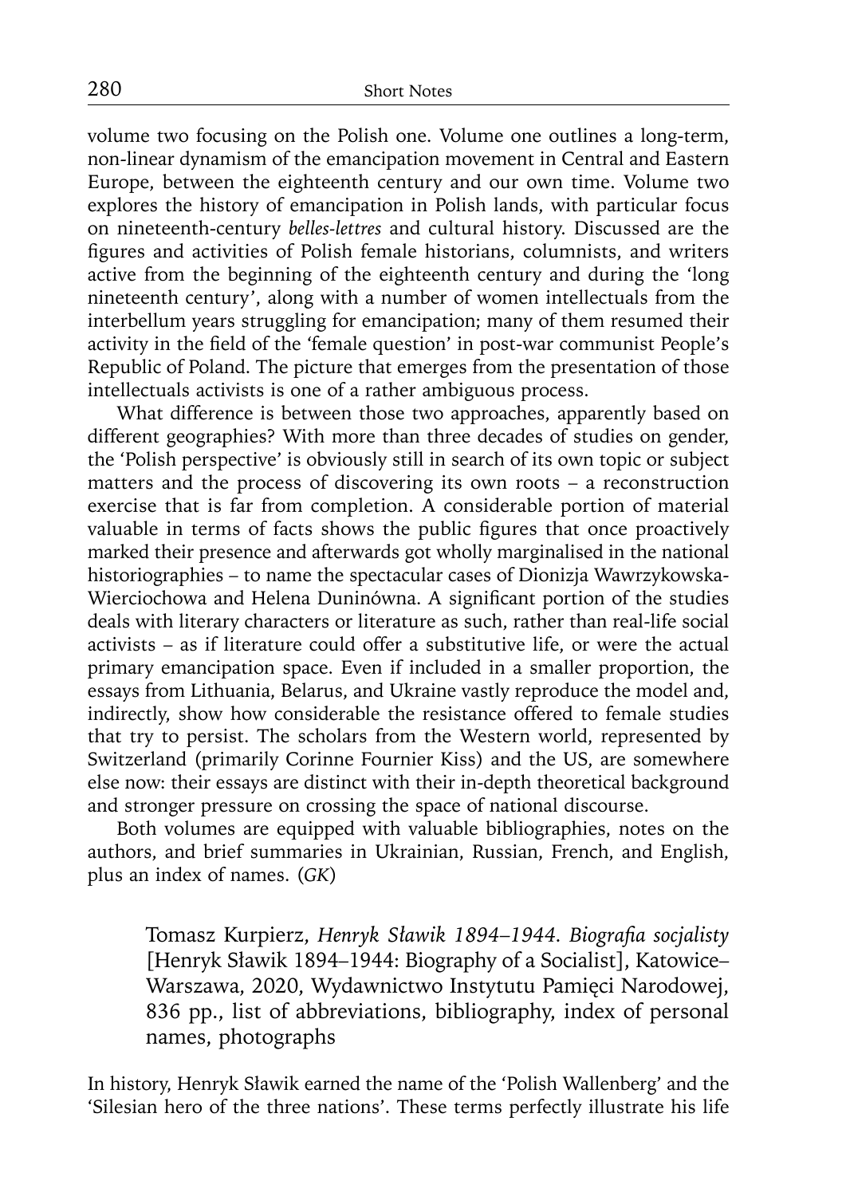volume two focusing on the Polish one. Volume one outlines a long-term, non-linear dynamism of the emancipation movement in Central and Eastern Europe, between the eighteenth century and our own time. Volume two explores the history of emancipation in Polish lands, with particular focus on nineteenth-century *belles-lettres* and cultural history. Discussed are the figures and activities of Polish female historians, columnists, and writers active from the beginning of the eighteenth century and during the 'long nineteenth century', along with a number of women intellectuals from the interbellum years struggling for emancipation; many of them resumed their activity in the field of the 'female question' in post-war communist People's Republic of Poland. The picture that emerges from the presentation of those intellectuals activists is one of a rather ambiguous process.

What difference is between those two approaches, apparently based on different geographies? With more than three decades of studies on gender, the 'Polish perspective' is obviously still in search of its own topic or subject matters and the process of discovering its own roots – a reconstruction exercise that is far from completion. A considerable portion of material valuable in terms of facts shows the public figures that once proactively marked their presence and afterwards got wholly marginalised in the national historiographies – to name the spectacular cases of Dionizja Wawrzykowska-Wierciochowa and Helena Duninówna. A significant portion of the studies deals with literary characters or literature as such, rather than real-life social activists – as if literature could offer a substitutive life, or were the actual primary emancipation space. Even if included in a smaller proportion, the essays from Lithuania, Belarus, and Ukraine vastly reproduce the model and, indirectly, show how considerable the resistance offered to female studies that try to persist. The scholars from the Western world, represented by Switzerland (primarily Corinne Fournier Kiss) and the US, are somewhere else now: their essays are distinct with their in-depth theoretical background and stronger pressure on crossing the space of national discourse.

Both volumes are equipped with valuable bibliographies, notes on the authors, and brief summaries in Ukrainian, Russian, French, and English, plus an index of names. (*GK*)

Tomasz Kurpierz, *Henryk Sławik 1894–1944. Biografia socjalisty* [Henryk Sławik 1894–1944: Biography of a Socialist], Katowice–Warszawa, 2020, Wydawnictwo Instytutu Pamięci Narodowej, 836 pp., list of abbreviations, bibliography, index of personal names, photographs

In history, Henryk Sławik earned the name of the 'Polish Wallenberg' and the 'Silesian hero of the three nations'. These terms perfectly illustrate his life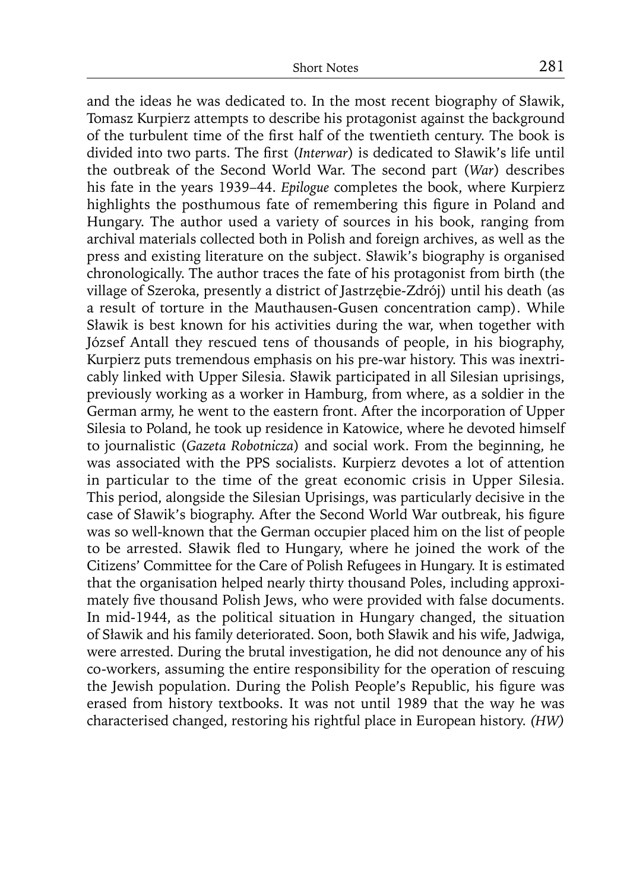and the ideas he was dedicated to. In the most recent biography of Sławik, Tomasz Kurpierz attempts to describe his protagonist against the background of the turbulent time of the first half of the twentieth century. The book is divided into two parts. The first (*Interwar*) is dedicated to Sławik's life until the outbreak of the Second World War. The second part (*War*) describes his fate in the years 1939–44. *Epilogue* completes the book, where Kurpierz highlights the posthumous fate of remembering this figure in Poland and Hungary. The author used a variety of sources in his book, ranging from archival materials collected both in Polish and foreign archives, as well as the press and existing literature on the subject. Sławik's biography is organised chronologically. The author traces the fate of his protagonist from birth (the village of Szeroka, presently a district of Jastrzębie-Zdrój) until his death (as a result of torture in the Mauthausen-Gusen concentration camp). While Sławik is best known for his activities during the war, when together with József Antall they rescued tens of thousands of people, in his biography, Kurpierz puts tremendous emphasis on his pre-war history. This was inextricably linked with Upper Silesia. Sławik participated in all Silesian uprisings, previously working as a worker in Hamburg, from where, as a soldier in the German army, he went to the eastern front. After the incorporation of Upper Silesia to Poland, he took up residence in Katowice, where he devoted himself to journalistic (*Gazeta Robotnicza*) and social work. From the beginning, he was associated with the PPS socialists. Kurpierz devotes a lot of attention in particular to the time of the great economic crisis in Upper Silesia. This period, alongside the Silesian Uprisings, was particularly decisive in the case of Sławik's biography. After the Second World War outbreak, his figure was so well-known that the German occupier placed him on the list of people to be arrested. Sławik fled to Hungary, where he joined the work of the Citizens' Committee for the Care of Polish Refugees in Hungary. It is estimated that the organisation helped nearly thirty thousand Poles, including approximately five thousand Polish Jews, who were provided with false documents. In mid-1944, as the political situation in Hungary changed, the situation of Sławik and his family deteriorated. Soon, both Sławik and his wife, Jadwiga, were arrested. During the brutal investigation, he did not denounce any of his co-workers, assuming the entire responsibility for the operation of rescuing the Jewish population. During the Polish People's Republic, his figure was erased from history textbooks. It was not until 1989 that the way he was characterised changed, restoring his rightful place in European history. *(HW)*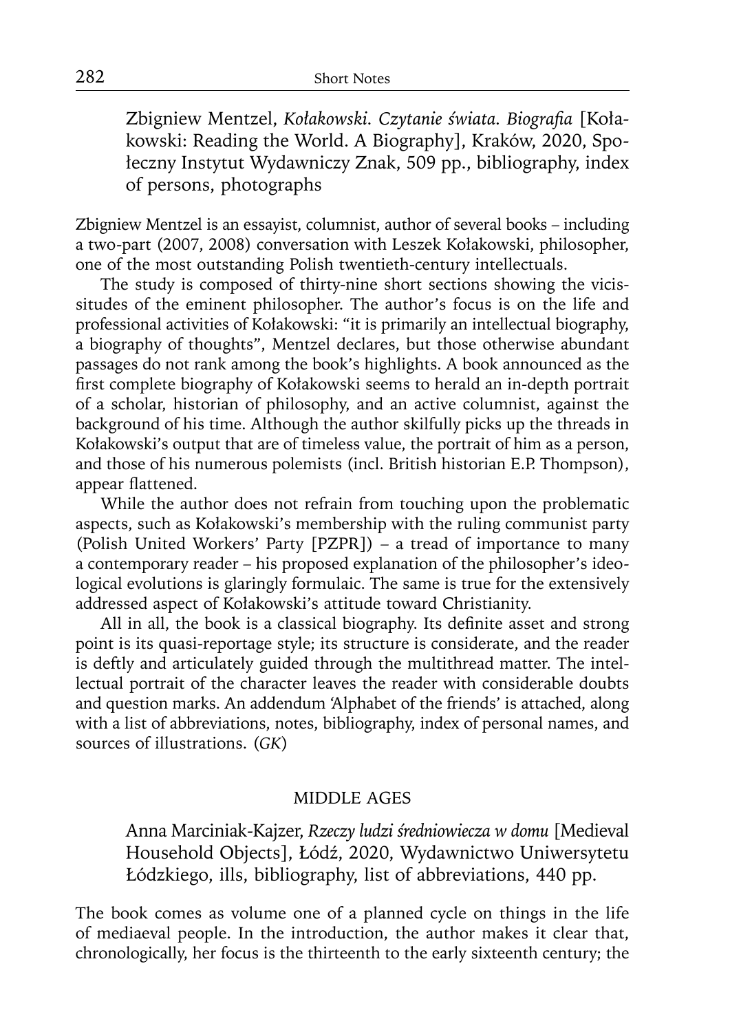Zbigniew Mentzel, *Kołakowski. Czytanie świata. Biografia* [Kołakowski: Reading the World. A Biography], Kraków, 2020, Społeczny Instytut Wydawniczy Znak, 509 pp., bibliography, index of persons, photographs

Zbigniew Mentzel is an essayist, columnist, author of several books – including a two-part (2007, 2008) conversation with Leszek Kołakowski, philosopher, one of the most outstanding Polish twentieth-century intellectuals.

The study is composed of thirty-nine short sections showing the vicissitudes of the eminent philosopher. The author's focus is on the life and professional activities of Kołakowski: "it is primarily an intellectual biography, a biography of thoughts", Mentzel declares, but those otherwise abundant passages do not rank among the book's highlights. A book announced as the first complete biography of Kołakowski seems to herald an in-depth portrait of a scholar, historian of philosophy, and an active columnist, against the background of his time. Although the author skilfully picks up the threads in Kołakowski's output that are of timeless value, the portrait of him as a person, and those of his numerous polemists (incl. British historian E.P. Thompson), appear flattened.

While the author does not refrain from touching upon the problematic aspects, such as Kołakowski's membership with the ruling communist party (Polish United Workers' Party [PZPR]) – a tread of importance to many a contemporary reader – his proposed explanation of the philosopher's ideological evolutions is glaringly formulaic. The same is true for the extensively addressed aspect of Kołakowski's attitude toward Christianity.

All in all, the book is a classical biography. Its definite asset and strong point is its quasi-reportage style; its structure is considerate, and the reader is deftly and articulately guided through the multithread matter. The intellectual portrait of the character leaves the reader with considerable doubts and question marks. An addendum 'Alphabet of the friends' is attached, along with a list of abbreviations, notes, bibliography, index of personal names, and sources of illustrations. (*GK*)

## MIDDLE AGES

Anna Marciniak-Kajzer, *Rzeczy ludzi średniowiecza w domu* [Medieval Household Objects], Łódź, 2020, Wydawnictwo Uniwersytetu Łódzkiego, ills, bibliography, list of abbreviations, 440 pp.

The book comes as volume one of a planned cycle on things in the life of mediaeval people. In the introduction, the author makes it clear that, chronologically, her focus is the thirteenth to the early sixteenth century; the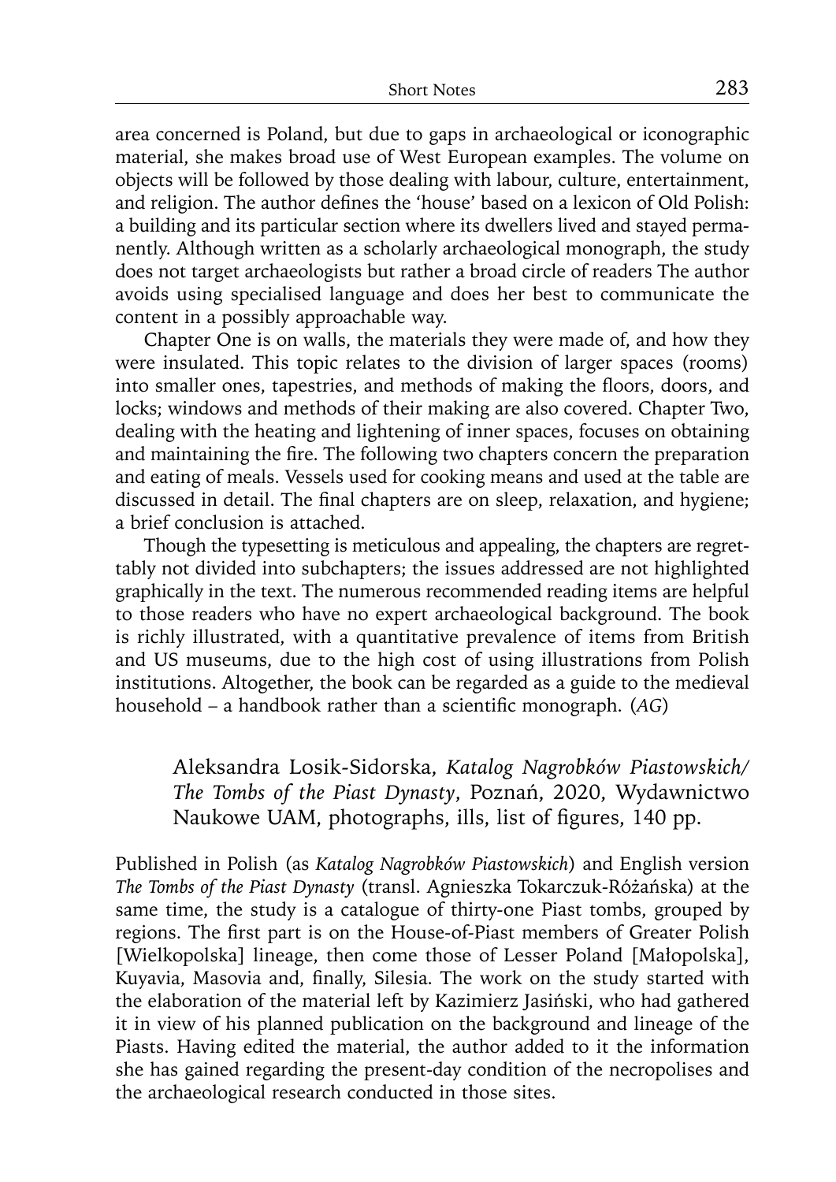area concerned is Poland, but due to gaps in archaeological or iconographic material, she makes broad use of West European examples. The volume on objects will be followed by those dealing with labour, culture, entertainment, and religion. The author defines the 'house' based on a lexicon of Old Polish: a building and its particular section where its dwellers lived and stayed permanently. Although written as a scholarly archaeological monograph, the study does not target archaeologists but rather a broad circle of readers The author avoids using specialised language and does her best to communicate the content in a possibly approachable way.

Chapter One is on walls, the materials they were made of, and how they were insulated. This topic relates to the division of larger spaces (rooms) into smaller ones, tapestries, and methods of making the floors, doors, and locks; windows and methods of their making are also covered. Chapter Two, dealing with the heating and lightening of inner spaces, focuses on obtaining and maintaining the fire. The following two chapters concern the preparation and eating of meals. Vessels used for cooking means and used at the table are discussed in detail. The final chapters are on sleep, relaxation, and hygiene; a brief conclusion is attached.

Though the typesetting is meticulous and appealing, the chapters are regrettably not divided into subchapters; the issues addressed are not highlighted graphically in the text. The numerous recommended reading items are helpful to those readers who have no expert archaeological background. The book is richly illustrated, with a quantitative prevalence of items from British and US museums, due to the high cost of using illustrations from Polish institutions. Altogether, the book can be regarded as a guide to the medieval household – a handbook rather than a scientific monograph. (*AG*)

Aleksandra Losik-Sidorska, *Katalog Nagrobków Piastowskich/ The Tombs of the Piast Dynasty*, Poznań, 2020, Wydawnictwo Naukowe UAM, photographs, ills, list of figures, 140 pp.

Published in Polish (as *Katalog Nagrobków Piastowskich*) and English version *The Tombs of the Piast Dynasty* (transl. Agnieszka Tokarczuk-Różańska) at the same time, the study is a catalogue of thirty-one Piast tombs, grouped by regions. The first part is on the House-of-Piast members of Greater Polish [Wielkopolska] lineage, then come those of Lesser Poland [Małopolska], Kuyavia, Masovia and, finally, Silesia. The work on the study started with the elaboration of the material left by Kazimierz Jasiński, who had gathered it in view of his planned publication on the background and lineage of the Piasts. Having edited the material, the author added to it the information she has gained regarding the present-day condition of the necropolises and the archaeological research conducted in those sites.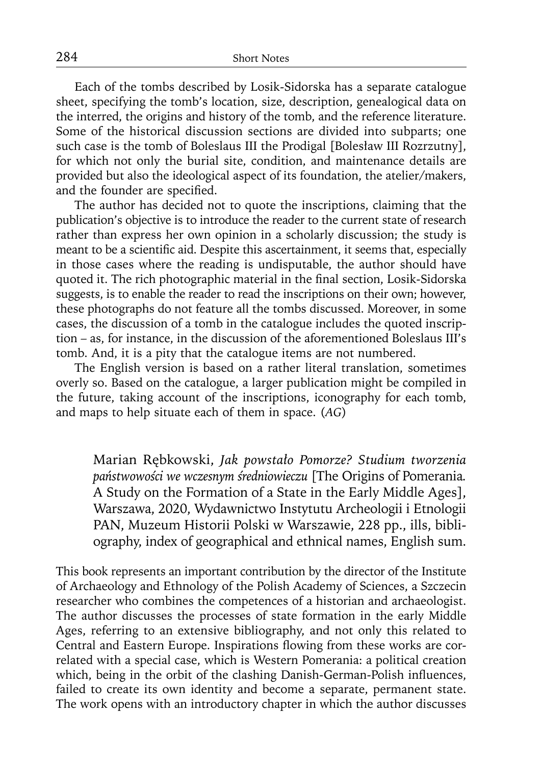Each of the tombs described by Losik-Sidorska has a separate catalogue sheet, specifying the tomb's location, size, description, genealogical data on the interred, the origins and history of the tomb, and the reference literature. Some of the historical discussion sections are divided into subparts; one such case is the tomb of Boleslaus III the Prodigal [Bolesław III Rozrzutny], for which not only the burial site, condition, and maintenance details are provided but also the ideological aspect of its foundation, the atelier/makers, and the founder are specified.

The author has decided not to quote the inscriptions, claiming that the publication's objective is to introduce the reader to the current state of research rather than express her own opinion in a scholarly discussion; the study is meant to be a scientific aid. Despite this ascertainment, it seems that, especially in those cases where the reading is undisputable, the author should have quoted it. The rich photographic material in the final section, Losik-Sidorska suggests, is to enable the reader to read the inscriptions on their own; however, these photographs do not feature all the tombs discussed. Moreover, in some cases, the discussion of a tomb in the catalogue includes the quoted inscription – as, for instance, in the discussion of the aforementioned Boleslaus III's tomb. And, it is a pity that the catalogue items are not numbered.

The English version is based on a rather literal translation, sometimes overly so. Based on the catalogue, a larger publication might be compiled in the future, taking account of the inscriptions, iconography for each tomb, and maps to help situate each of them in space. (*AG*)

Marian Rębkowski, *Jak powstało Pomorze? Studium tworzenia państwowości we wczesnym średniowieczu* [The Origins of Pomerania. A Study on the Formation of a State in the Early Middle Ages], Warszawa, 2020, Wydawnictwo Instytutu Archeologii i Etnologii PAN, Muzeum Historii Polski w Warszawie, 228 pp., ills, bibliography, index of geographical and ethnical names, English sum.

This book represents an important contribution by the director of the Institute of Archaeology and Ethnology of the Polish Academy of Sciences, a Szczecin researcher who combines the competences of a historian and archaeologist. The author discusses the processes of state formation in the early Middle Ages, referring to an extensive bibliography, and not only this related to Central and Eastern Europe. Inspirations flowing from these works are correlated with a special case, which is Western Pomerania: a political creation which, being in the orbit of the clashing Danish-German-Polish influences, failed to create its own identity and become a separate, permanent state. The work opens with an introductory chapter in which the author discusses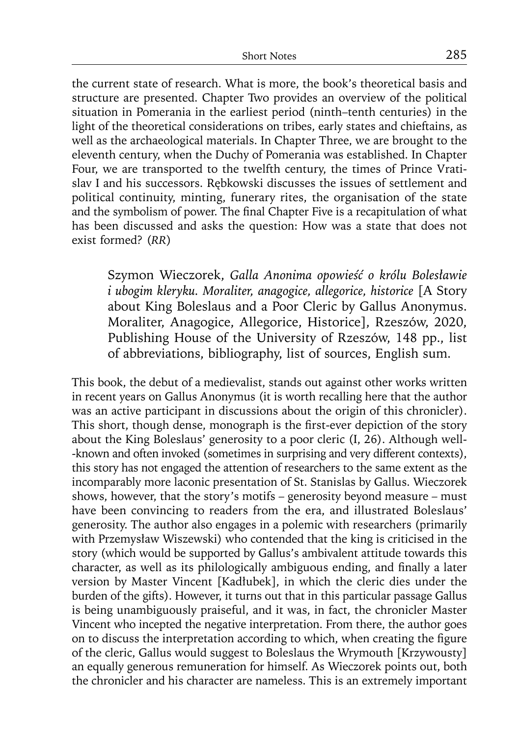the current state of research. What is more, the book's theoretical basis and structure are presented. Chapter Two provides an overview of the political situation in Pomerania in the earliest period (ninth–tenth centuries) in the light of the theoretical considerations on tribes, early states and chieftains, as well as the archaeological materials. In Chapter Three, we are brought to the eleventh century, when the Duchy of Pomerania was established. In Chapter Four, we are transported to the twelfth century, the times of Prince Vratislav I and his successors. Rębkowski discusses the issues of settlement and political continuity, minting, funerary rites, the organisation of the state and the symbolism of power. The final Chapter Five is a recapitulation of what has been discussed and asks the question: How was a state that does not exist formed? (*RR*)

> Szymon Wieczorek, *Galla Anonima opowieść o królu Bolesławie i ubogim kleryku. Moraliter, anagogice, allegorice, historice* [A Story about King Boleslaus and a Poor Cleric by Gallus Anonymus. Moraliter, Anagogice, Allegorice, Historice], Rzeszów, 2020, Publishing House of the University of Rzeszów, 148 pp., list of abbreviations, bibliography, list of sources, English sum.

This book, the debut of a medievalist, stands out against other works written in recent years on Gallus Anonymus (it is worth recalling here that the author was an active participant in discussions about the origin of this chronicler). This short, though dense, monograph is the first-ever depiction of the story about the King Boleslaus' generosity to a poor cleric (I, 26). Although well-known and often invoked (sometimes in surprising and very different contexts), this story has not engaged the attention of researchers to the same extent as the incomparably more laconic presentation of St. Stanislas by Gallus. Wieczorek shows, however, that the story's motifs – generosity beyond measure – must have been convincing to readers from the era, and illustrated Boleslaus' generosity. The author also engages in a polemic with researchers (primarily with Przemysław Wiszewski) who contended that the king is criticised in the story (which would be supported by Gallus's ambivalent attitude towards this character, as well as its philologically ambiguous ending, and finally a later version by Master Vincent [Kadłubek], in which the cleric dies under the burden of the gifts). However, it turns out that in this particular passage Gallus is being unambiguously praiseful, and it was, in fact, the chronicler Master Vincent who incepted the negative interpretation. From there, the author goes on to discuss the interpretation according to which, when creating the figure of the cleric, Gallus would suggest to Boleslaus the Wrymouth [Krzywousty] an equally generous remuneration for himself. As Wieczorek points out, both the chronicler and his character are nameless. This is an extremely important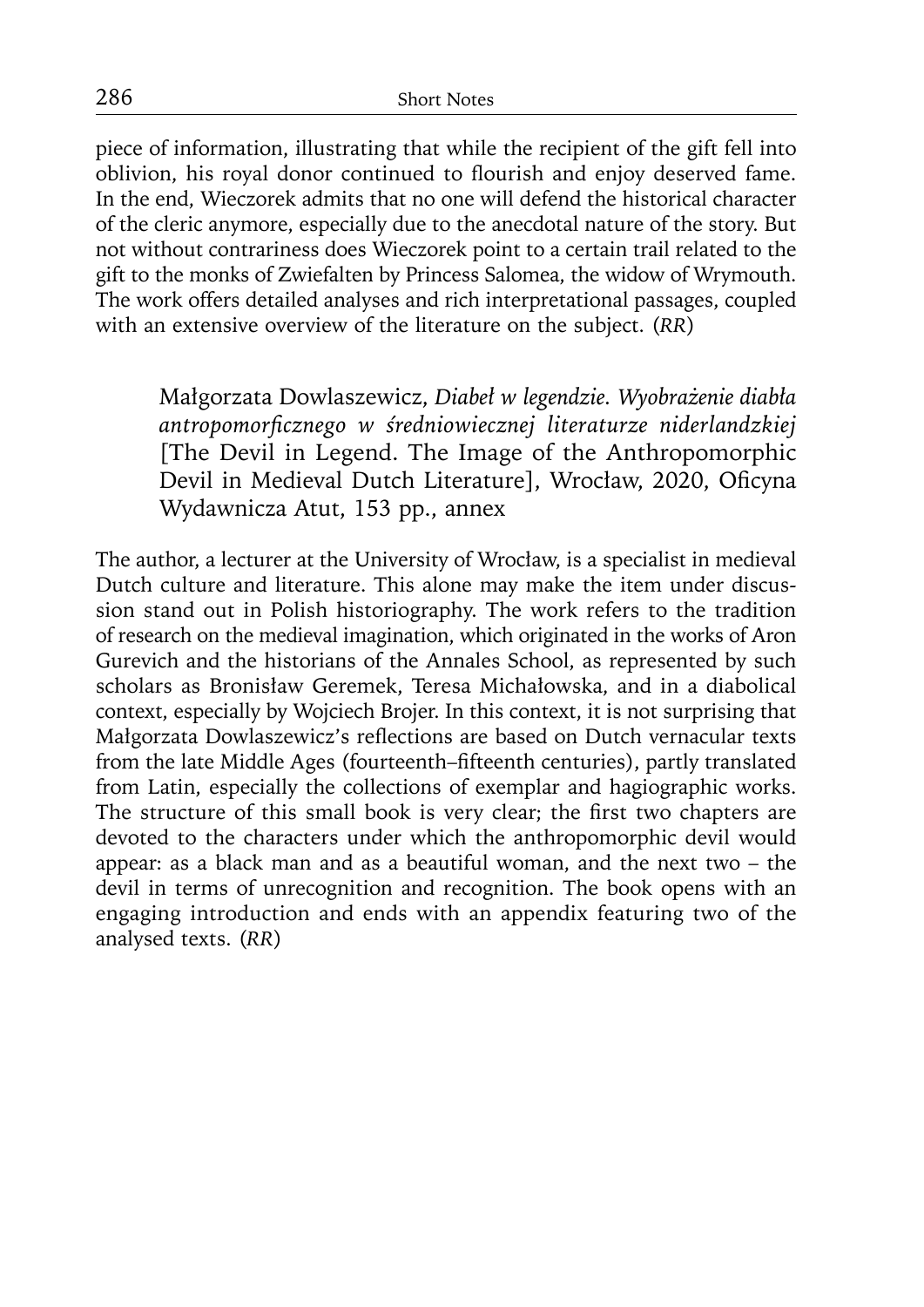piece of information, illustrating that while the recipient of the gift fell into oblivion, his royal donor continued to flourish and enjoy deserved fame. In the end, Wieczorek admits that no one will defend the historical character of the cleric anymore, especially due to the anecdotal nature of the story. But not without contrariness does Wieczorek point to a certain trail related to the gift to the monks of Zwiefalten by Princess Salomea, the widow of Wrymouth. The work offers detailed analyses and rich interpretational passages, coupled with an extensive overview of the literature on the subject. (*RR*)

Małgorzata Dowlaszewicz, *Diabeł w legendzie. Wyobrażenie diabła antropomorficznego w średniowiecznej literaturze niderlandzkiej* [The Devil in Legend. The Image of the Anthropomorphic Devil in Medieval Dutch Literature], Wrocław, 2020, Oficyna Wydawnicza Atut, 153 pp., annex

The author, a lecturer at the University of Wrocław, is a specialist in medieval Dutch culture and literature. This alone may make the item under discussion stand out in Polish historiography. The work refers to the tradition of research on the medieval imagination, which originated in the works of Aron Gurevich and the historians of the Annales School, as represented by such scholars as Bronisław Geremek, Teresa Michałowska, and in a diabolical context, especially by Wojciech Brojer. In this context, it is not surprising that Małgorzata Dowlaszewicz's reflections are based on Dutch vernacular texts from the late Middle Ages (fourteenth–fifteenth centuries), partly translated from Latin, especially the collections of exemplar and hagiographic works. The structure of this small book is very clear; the first two chapters are devoted to the characters under which the anthropomorphic devil would appear: as a black man and as a beautiful woman, and the next two – the devil in terms of unrecognition and recognition. The book opens with an engaging introduction and ends with an appendix featuring two of the analysed texts. (*RR*)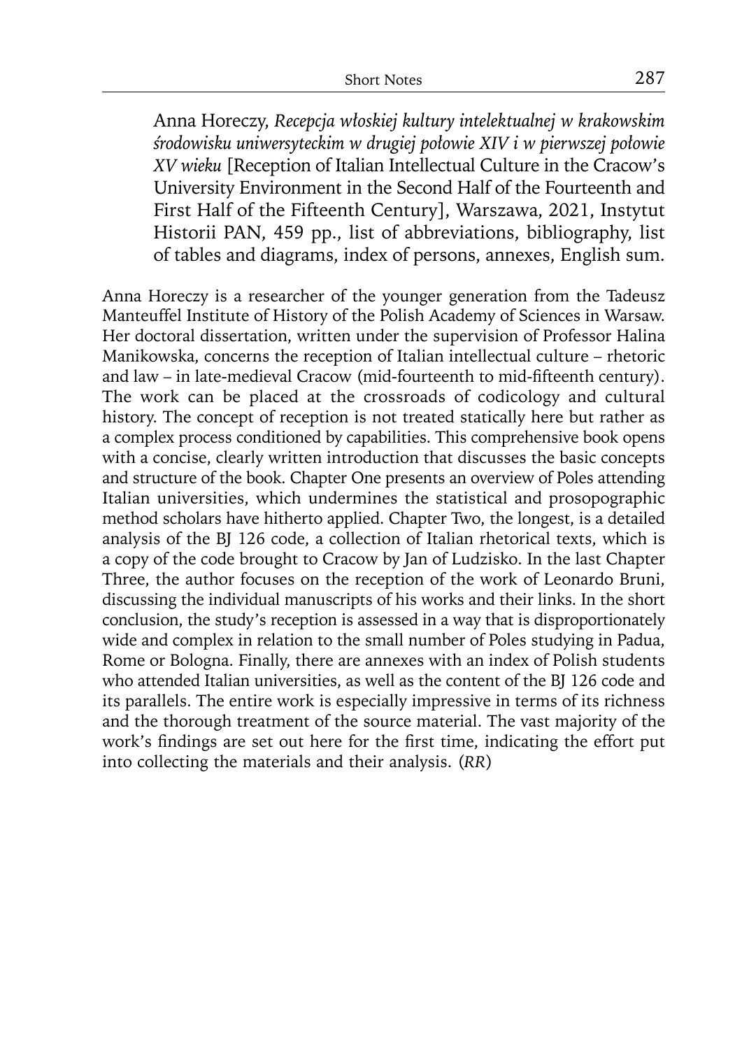Anna Horeczy, *Recepcja włoskiej kultury intelektualnej w krakowskim środowisku uniwersyteckim w drugiej połowie XIV i w pierwszej połowie XV wieku* [Reception of Italian Intellectual Culture in the Cracow's University Environment in the Second Half of the Fourteenth and First Half of the Fifteenth Century], Warszawa, 2021, Instytut Historii PAN, 459 pp., list of abbreviations, bibliography, list of tables and diagrams, index of persons, annexes, English sum.

Anna Horeczy is a researcher of the younger generation from the Tadeusz Manteuffel Institute of History of the Polish Academy of Sciences in Warsaw. Her doctoral dissertation, written under the supervision of Professor Halina Manikowska, concerns the reception of Italian intellectual culture – rhetoric and law – in late-medieval Cracow (mid-fourteenth to mid-fifteenth century). The work can be placed at the crossroads of codicology and cultural history. The concept of reception is not treated statically here but rather as a complex process conditioned by capabilities. This comprehensive book opens with a concise, clearly written introduction that discusses the basic concepts and structure of the book. Chapter One presents an overview of Poles attending Italian universities, which undermines the statistical and prosopographic method scholars have hitherto applied. Chapter Two, the longest, is a detailed analysis of the BJ 126 code, a collection of Italian rhetorical texts, which is a copy of the code brought to Cracow by Jan of Ludzisko. In the last Chapter Three, the author focuses on the reception of the work of Leonardo Bruni, discussing the individual manuscripts of his works and their links. In the short conclusion, the study's reception is assessed in a way that is disproportionately wide and complex in relation to the small number of Poles studying in Padua, Rome or Bologna. Finally, there are annexes with an index of Polish students who attended Italian universities, as well as the content of the BJ 126 code and its parallels. The entire work is especially impressive in terms of its richness and the thorough treatment of the source material. The vast majority of the work's findings are set out here for the first time, indicating the effort put into collecting the materials and their analysis. (*RR*)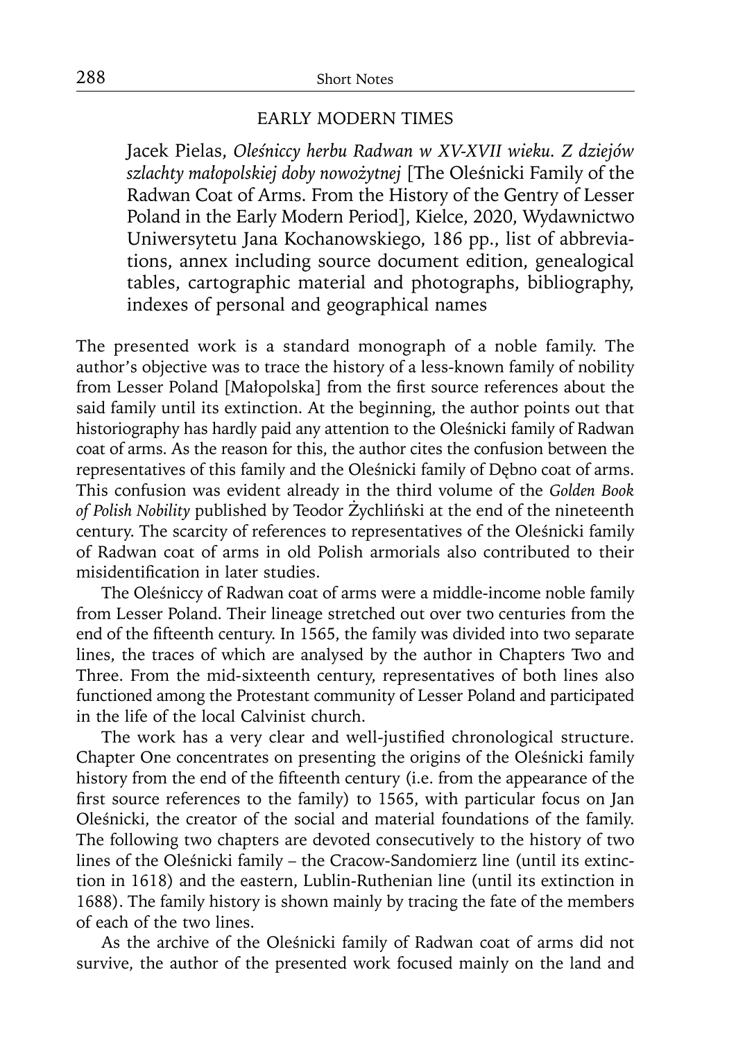## EARLY MODERN TIMES

Jacek Pielas, *Oleśniccy herbu Radwan w XV-XVII wieku. Z dziejów szlachty małopolskiej doby nowożytnej* [The Oleśnicki Family of the Radwan Coat of Arms. From the History of the Gentry of Lesser Poland in the Early Modern Period], Kielce, 2020, Wydawnictwo Uniwersytetu Jana Kochanowskiego, 186 pp., list of abbreviations, annex including source document edition, genealogical tables, cartographic material and photographs, bibliography, indexes of personal and geographical names

The presented work is a standard monograph of a noble family. The author's objective was to trace the history of a less-known family of nobility from Lesser Poland [Małopolska] from the first source references about the said family until its extinction. At the beginning, the author points out that historiography has hardly paid any attention to the Oleśnicki family of Radwan coat of arms. As the reason for this, the author cites the confusion between the representatives of this family and the Oleśnicki family of Dębno coat of arms. This confusion was evident already in the third volume of the *Golden Book of Polish Nobility* published by Teodor Żychliński at the end of the nineteenth century. The scarcity of references to representatives of the Oleśnicki family of Radwan coat of arms in old Polish armorials also contributed to their misidentification in later studies.

The Oleśniccy of Radwan coat of arms were a middle-income noble family from Lesser Poland. Their lineage stretched out over two centuries from the end of the fifteenth century. In 1565, the family was divided into two separate lines, the traces of which are analysed by the author in Chapters Two and Three. From the mid-sixteenth century, representatives of both lines also functioned among the Protestant community of Lesser Poland and participated in the life of the local Calvinist church.

The work has a very clear and well-justified chronological structure. Chapter One concentrates on presenting the origins of the Oleśnicki family history from the end of the fifteenth century (i.e. from the appearance of the first source references to the family) to 1565, with particular focus on Jan Oleśnicki, the creator of the social and material foundations of the family. The following two chapters are devoted consecutively to the history of two lines of the Oleśnicki family – the Cracow-Sandomierz line (until its extinction in 1618) and the eastern, Lublin-Ruthenian line (until its extinction in 1688). The family history is shown mainly by tracing the fate of the members of each of the two lines.

As the archive of the Oleśnicki family of Radwan coat of arms did not survive, the author of the presented work focused mainly on the land and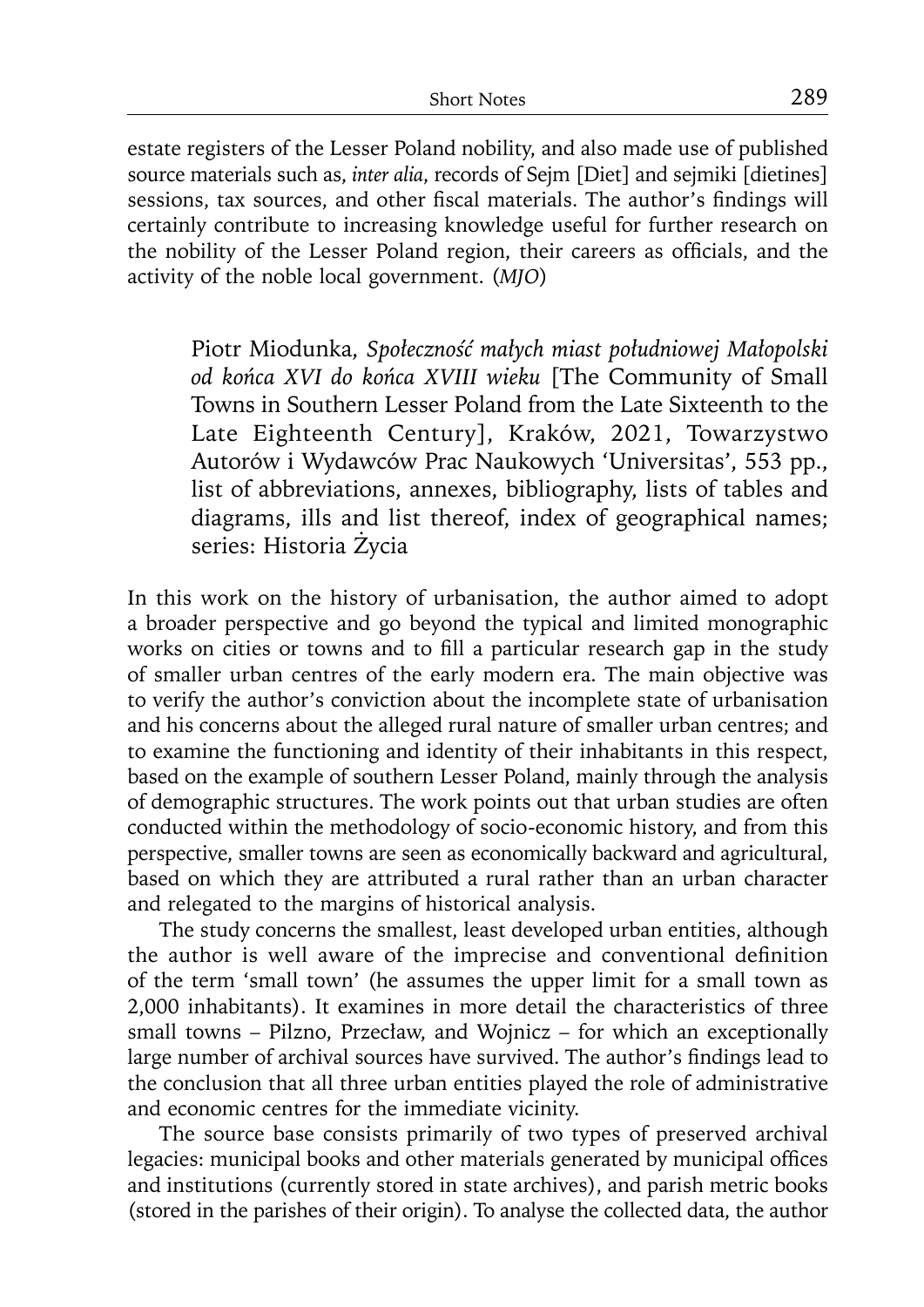estate registers of the Lesser Poland nobility, and also made use of published source materials such as, *inter alia*, records of Sejm [Diet] and sejmiki [dietines] sessions, tax sources, and other fiscal materials. The author's findings will certainly contribute to increasing knowledge useful for further research on the nobility of the Lesser Poland region, their careers as officials, and the activity of the noble local government. (*MJO*)

Piotr Miodunka, *Społeczność małych miast południowej Małopolski od końca XVI do końca XVIII wieku* [The Community of Small Towns in Southern Lesser Poland from the Late Sixteenth to the Late Eighteenth Century], Kraków, 2021, Towarzystwo Autorów i Wydawców Prac Naukowych 'Universitas', 553 pp., list of abbreviations, annexes, bibliography, lists of tables and diagrams, ills and list thereof, index of geographical names; series: Historia Życia

In this work on the history of urbanisation, the author aimed to adopt a broader perspective and go beyond the typical and limited monographic works on cities or towns and to fill a particular research gap in the study of smaller urban centres of the early modern era. The main objective was to verify the author's conviction about the incomplete state of urbanisation and his concerns about the alleged rural nature of smaller urban centres; and to examine the functioning and identity of their inhabitants in this respect, based on the example of southern Lesser Poland, mainly through the analysis of demographic structures. The work points out that urban studies are often conducted within the methodology of socio-economic history, and from this perspective, smaller towns are seen as economically backward and agricultural, based on which they are attributed a rural rather than an urban character and relegated to the margins of historical analysis.

The study concerns the smallest, least developed urban entities, although the author is well aware of the imprecise and conventional definition of the term 'small town' (he assumes the upper limit for a small town as 2,000 inhabitants). It examines in more detail the characteristics of three small towns – Pilzno, Przecław, and Wojnicz – for which an exceptionally large number of archival sources have survived. The author's findings lead to the conclusion that all three urban entities played the role of administrative and economic centres for the immediate vicinity.

The source base consists primarily of two types of preserved archival legacies: municipal books and other materials generated by municipal offices and institutions (currently stored in state archives), and parish metric books (stored in the parishes of their origin). To analyse the collected data, the author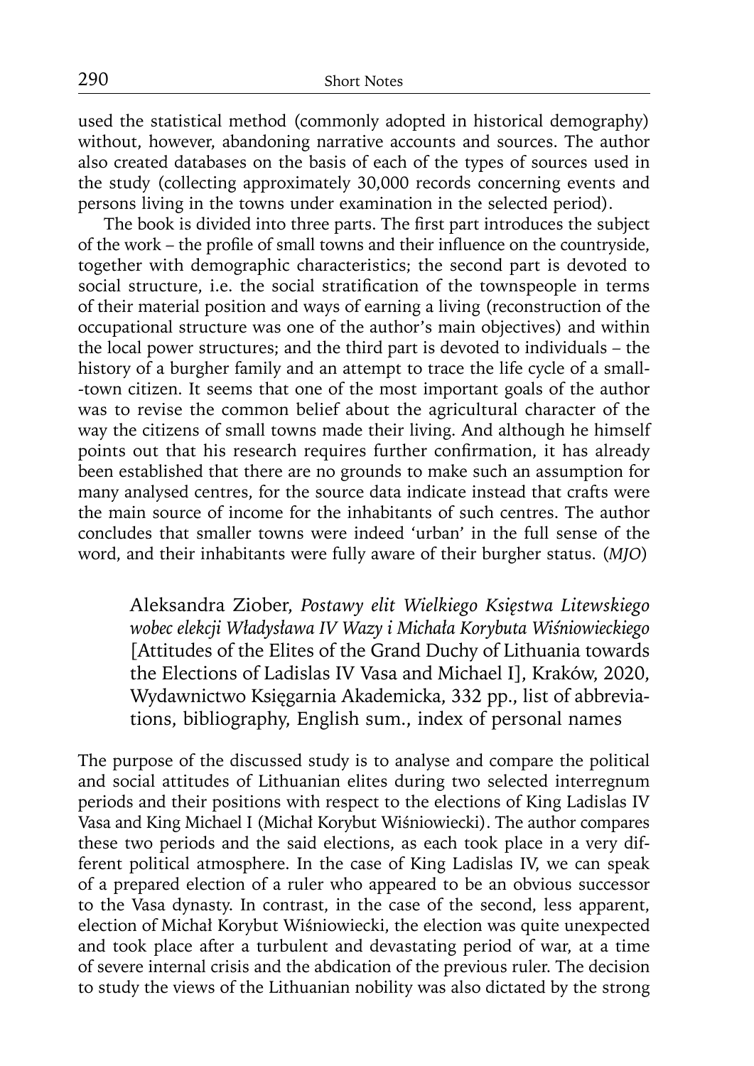used the statistical method (commonly adopted in historical demography) without, however, abandoning narrative accounts and sources. The author also created databases on the basis of each of the types of sources used in the study (collecting approximately 30,000 records concerning events and persons living in the towns under examination in the selected period).

The book is divided into three parts. The first part introduces the subject of the work – the profile of small towns and their influence on the countryside, together with demographic characteristics; the second part is devoted to social structure, i.e. the social stratification of the townspeople in terms of their material position and ways of earning a living (reconstruction of the occupational structure was one of the author's main objectives) and within the local power structures; and the third part is devoted to individuals – the history of a burgher family and an attempt to trace the life cycle of a small-town citizen. It seems that one of the most important goals of the author was to revise the common belief about the agricultural character of the way the citizens of small towns made their living. And although he himself points out that his research requires further confirmation, it has already been established that there are no grounds to make such an assumption for many analysed centres, for the source data indicate instead that crafts were the main source of income for the inhabitants of such centres. The author concludes that smaller towns were indeed 'urban' in the full sense of the word, and their inhabitants were fully aware of their burgher status. (*MJO*)

Aleksandra Ziober, *Postawy elit Wielkiego Księstwa Litewskiego wobec elekcji Władysława IV Wazy i Michała Korybuta Wiśniowieckiego* [Attitudes of the Elites of the Grand Duchy of Lithuania towards the Elections of Ladislas IV Vasa and Michael I], Kraków, 2020, Wydawnictwo Księgarnia Akademicka, 332 pp., list of abbreviations, bibliography, English sum., index of personal names

The purpose of the discussed study is to analyse and compare the political and social attitudes of Lithuanian elites during two selected interregnum periods and their positions with respect to the elections of King Ladislas IV Vasa and King Michael I (Michał Korybut Wiśniowiecki). The author compares these two periods and the said elections, as each took place in a very different political atmosphere. In the case of King Ladislas IV, we can speak of a prepared election of a ruler who appeared to be an obvious successor to the Vasa dynasty. In contrast, in the case of the second, less apparent, election of Michał Korybut Wiśniowiecki, the election was quite unexpected and took place after a turbulent and devastating period of war, at a time of severe internal crisis and the abdication of the previous ruler. The decision to study the views of the Lithuanian nobility was also dictated by the strong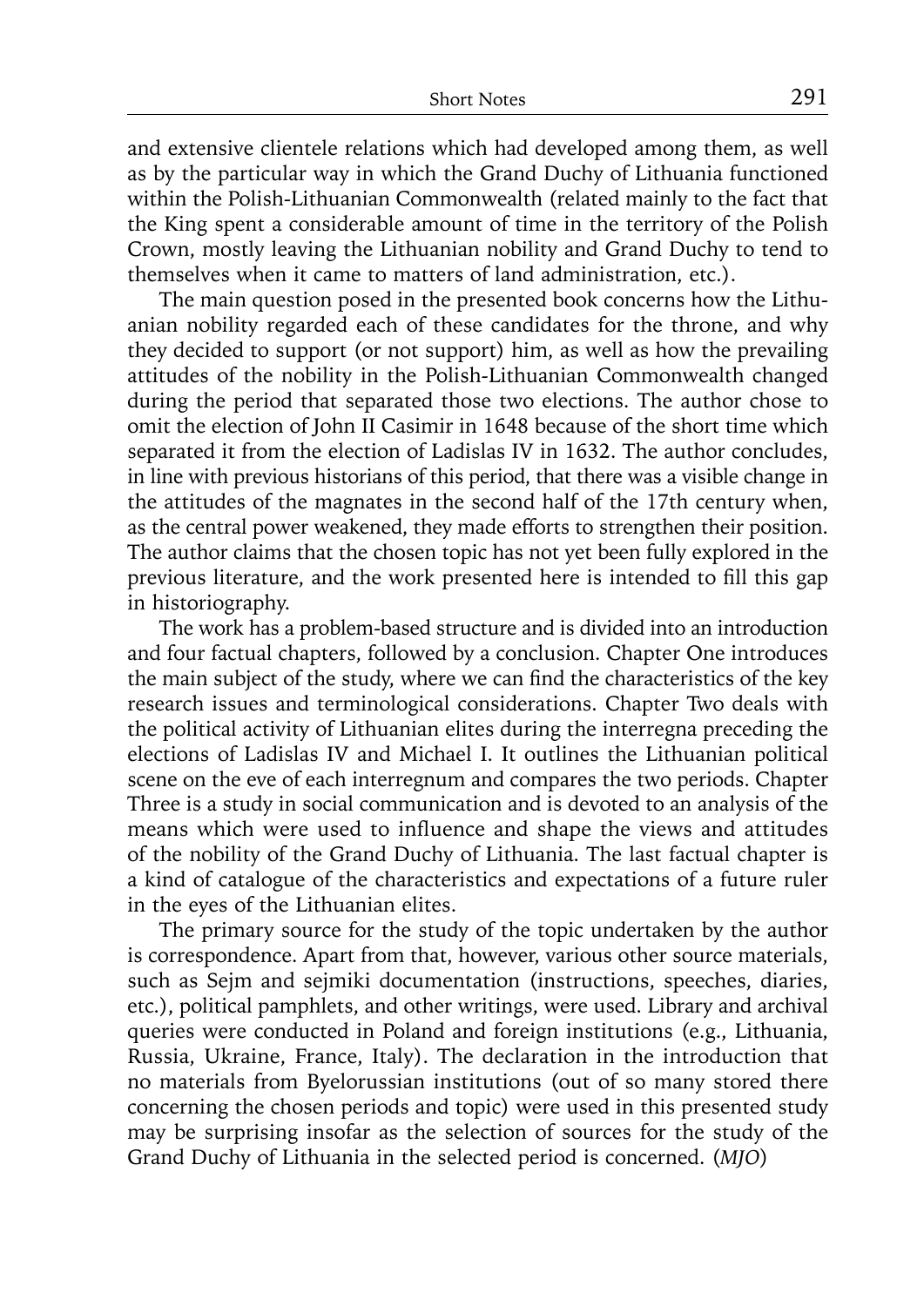and extensive clientele relations which had developed among them, as well as by the particular way in which the Grand Duchy of Lithuania functioned within the Polish-Lithuanian Commonwealth (related mainly to the fact that the King spent a considerable amount of time in the territory of the Polish Crown, mostly leaving the Lithuanian nobility and Grand Duchy to tend to themselves when it came to matters of land administration, etc.).

The main question posed in the presented book concerns how the Lithuanian nobility regarded each of these candidates for the throne, and why they decided to support (or not support) him, as well as how the prevailing attitudes of the nobility in the Polish-Lithuanian Commonwealth changed during the period that separated those two elections. The author chose to omit the election of John II Casimir in 1648 because of the short time which separated it from the election of Ladislas IV in 1632. The author concludes, in line with previous historians of this period, that there was a visible change in the attitudes of the magnates in the second half of the 17th century when, as the central power weakened, they made efforts to strengthen their position. The author claims that the chosen topic has not yet been fully explored in the previous literature, and the work presented here is intended to fill this gap in historiography.

The work has a problem-based structure and is divided into an introduction and four factual chapters, followed by a conclusion. Chapter One introduces the main subject of the study, where we can find the characteristics of the key research issues and terminological considerations. Chapter Two deals with the political activity of Lithuanian elites during the interregna preceding the elections of Ladislas IV and Michael I. It outlines the Lithuanian political scene on the eve of each interregnum and compares the two periods. Chapter Three is a study in social communication and is devoted to an analysis of the means which were used to influence and shape the views and attitudes of the nobility of the Grand Duchy of Lithuania. The last factual chapter is a kind of catalogue of the characteristics and expectations of a future ruler in the eyes of the Lithuanian elites.

The primary source for the study of the topic undertaken by the author is correspondence. Apart from that, however, various other source materials, such as Sejm and sejmiki documentation (instructions, speeches, diaries, etc.), political pamphlets, and other writings, were used. Library and archival queries were conducted in Poland and foreign institutions (e.g., Lithuania, Russia, Ukraine, France, Italy). The declaration in the introduction that no materials from Byelorussian institutions (out of so many stored there concerning the chosen periods and topic) were used in this presented study may be surprising insofar as the selection of sources for the study of the Grand Duchy of Lithuania in the selected period is concerned. (*MJO*)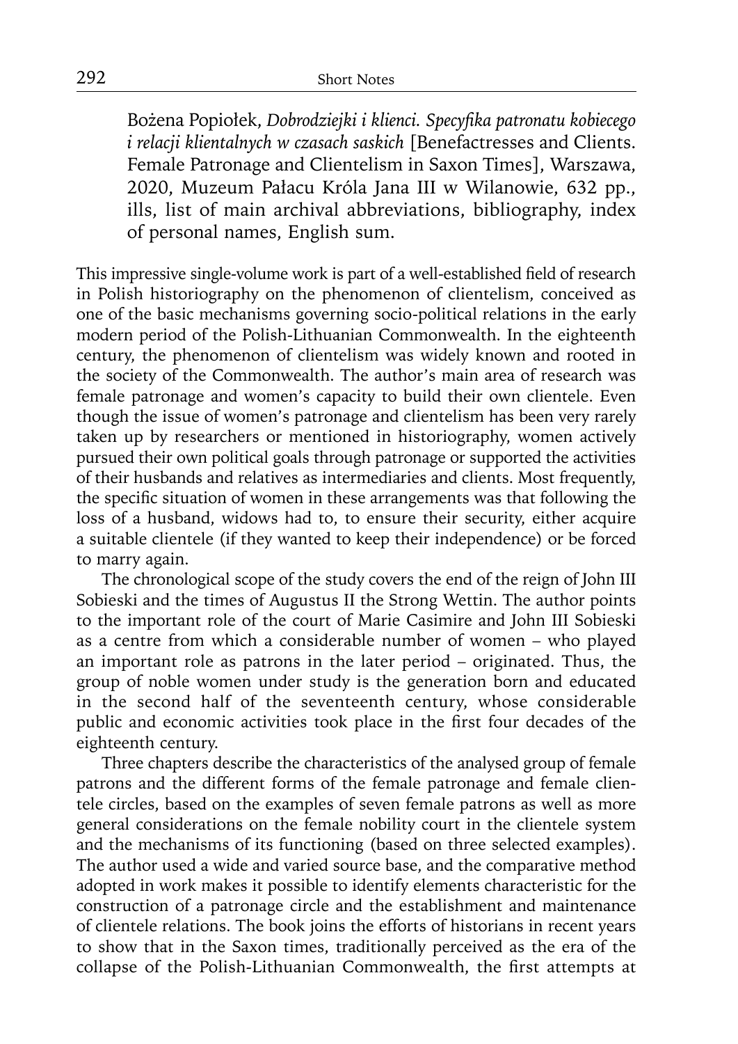Bożena Popiołek, *Dobrodziejki i klienci. Specyfika patronatu kobiecego i relacji klientalnych w czasach saskich* [Benefactresses and Clients. Female Patronage and Clientelism in Saxon Times], Warszawa, 2020, Muzeum Pałacu Króla Jana III w Wilanowie, 632 pp., ills, list of main archival abbreviations, bibliography, index of personal names, English sum.

This impressive single-volume work is part of a well-established field of research in Polish historiography on the phenomenon of clientelism, conceived as one of the basic mechanisms governing socio-political relations in the early modern period of the Polish-Lithuanian Commonwealth. In the eighteenth century, the phenomenon of clientelism was widely known and rooted in the society of the Commonwealth. The author's main area of research was female patronage and women's capacity to build their own clientele. Even though the issue of women's patronage and clientelism has been very rarely taken up by researchers or mentioned in historiography, women actively pursued their own political goals through patronage or supported the activities of their husbands and relatives as intermediaries and clients. Most frequently, the specific situation of women in these arrangements was that following the loss of a husband, widows had to, to ensure their security, either acquire a suitable clientele (if they wanted to keep their independence) or be forced to marry again.

The chronological scope of the study covers the end of the reign of John III Sobieski and the times of Augustus II the Strong Wettin. The author points to the important role of the court of Marie Casimire and John III Sobieski as a centre from which a considerable number of women – who played an important role as patrons in the later period – originated. Thus, the group of noble women under study is the generation born and educated in the second half of the seventeenth century, whose considerable public and economic activities took place in the first four decades of the eighteenth century.

Three chapters describe the characteristics of the analysed group of female patrons and the different forms of the female patronage and female clientele circles, based on the examples of seven female patrons as well as more general considerations on the female nobility court in the clientele system and the mechanisms of its functioning (based on three selected examples). The author used a wide and varied source base, and the comparative method adopted in work makes it possible to identify elements characteristic for the construction of a patronage circle and the establishment and maintenance of clientele relations. The book joins the efforts of historians in recent years to show that in the Saxon times, traditionally perceived as the era of the collapse of the Polish-Lithuanian Commonwealth, the first attempts at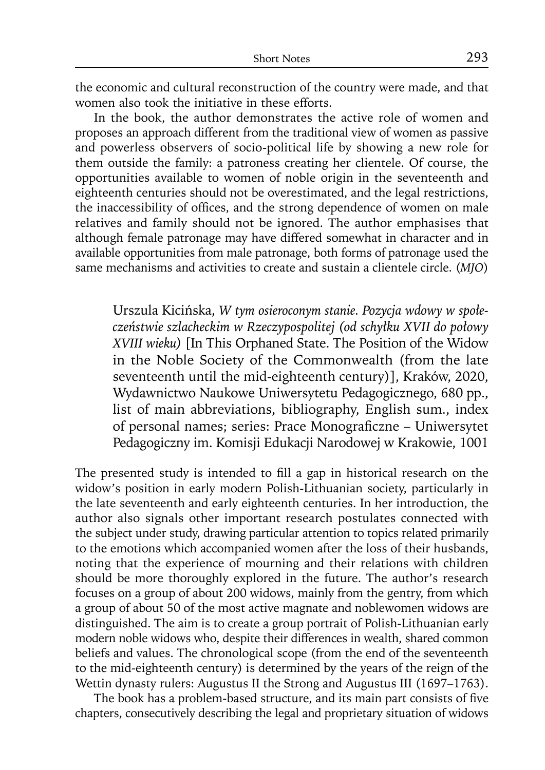the economic and cultural reconstruction of the country were made, and that women also took the initiative in these efforts.

In the book, the author demonstrates the active role of women and proposes an approach different from the traditional view of women as passive and powerless observers of socio-political life by showing a new role for them outside the family: a patroness creating her clientele. Of course, the opportunities available to women of noble origin in the seventeenth and eighteenth centuries should not be overestimated, and the legal restrictions, the inaccessibility of offices, and the strong dependence of women on male relatives and family should not be ignored. The author emphasises that although female patronage may have differed somewhat in character and in available opportunities from male patronage, both forms of patronage used the same mechanisms and activities to create and sustain a clientele circle. (*MJO*)

Urszula Kicińska, *W tym osieroconym stanie. Pozycja wdowy w społeczeństwie szlacheckim w Rzeczypospolitej (od schyłku XVII do połowy XVIII wieku)* [In This Orphaned State. The Position of the Widow in the Noble Society of the Commonwealth (from the late seventeenth until the mid-eighteenth century)], Kraków, 2020, Wydawnictwo Naukowe Uniwersytetu Pedagogicznego, 680 pp., list of main abbreviations, bibliography, English sum., index of personal names; series: Prace Monograficzne – Uniwersytet Pedagogiczny im. Komisji Edukacji Narodowej w Krakowie, 1001

The presented study is intended to fill a gap in historical research on the widow's position in early modern Polish-Lithuanian society, particularly in the late seventeenth and early eighteenth centuries. In her introduction, the author also signals other important research postulates connected with the subject under study, drawing particular attention to topics related primarily to the emotions which accompanied women after the loss of their husbands, noting that the experience of mourning and their relations with children should be more thoroughly explored in the future. The author's research focuses on a group of about 200 widows, mainly from the gentry, from which a group of about 50 of the most active magnate and noblewomen widows are distinguished. The aim is to create a group portrait of Polish-Lithuanian early modern noble widows who, despite their differences in wealth, shared common beliefs and values. The chronological scope (from the end of the seventeenth to the mid-eighteenth century) is determined by the years of the reign of the Wettin dynasty rulers: Augustus II the Strong and Augustus III (1697–1763).

The book has a problem-based structure, and its main part consists of five chapters, consecutively describing the legal and proprietary situation of widows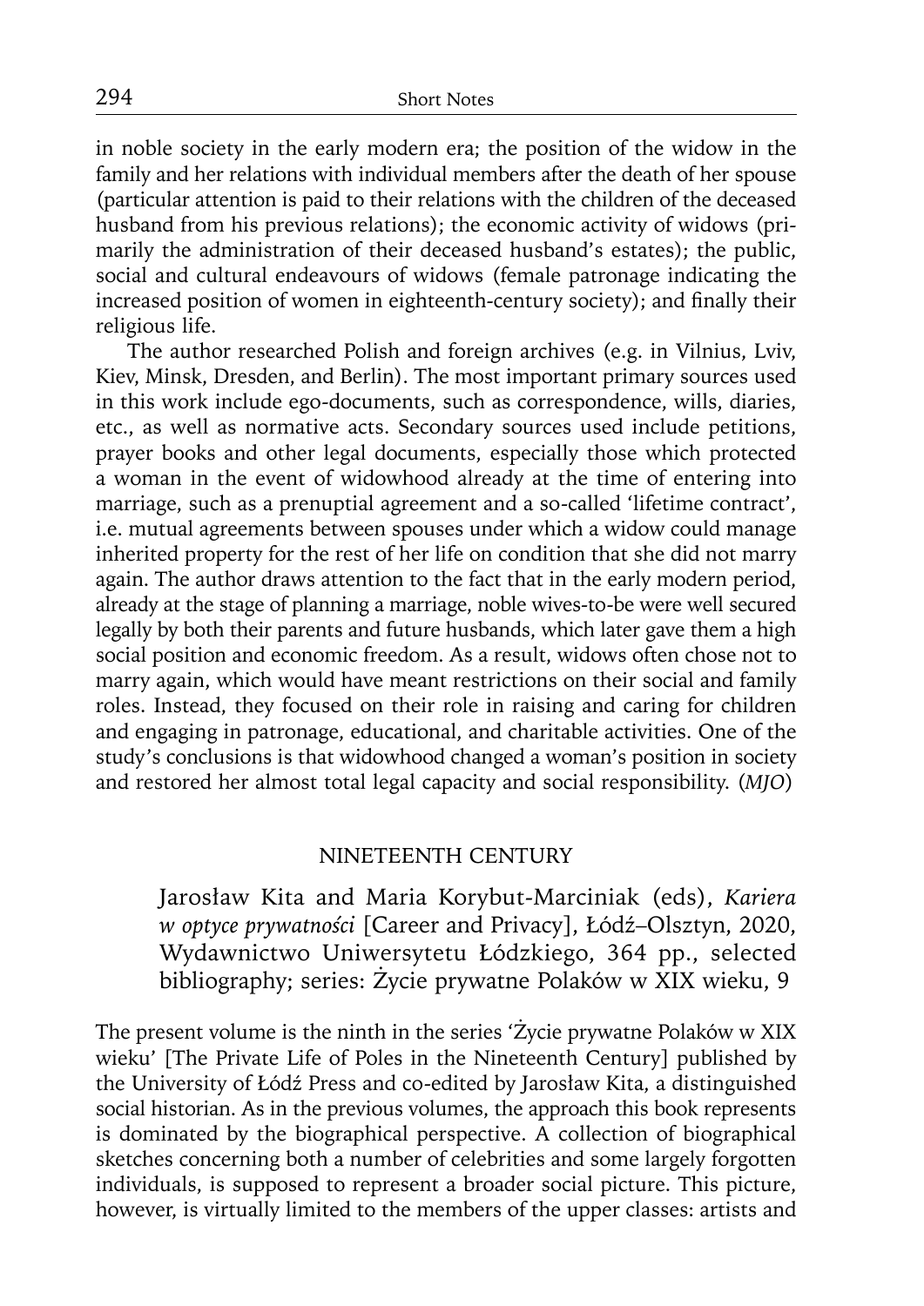in noble society in the early modern era; the position of the widow in the family and her relations with individual members after the death of her spouse (particular attention is paid to their relations with the children of the deceased husband from his previous relations); the economic activity of widows (primarily the administration of their deceased husband's estates); the public, social and cultural endeavours of widows (female patronage indicating the increased position of women in eighteenth-century society); and finally their religious life.

The author researched Polish and foreign archives (e.g. in Vilnius, Lviv, Kiev, Minsk, Dresden, and Berlin). The most important primary sources used in this work include ego-documents, such as correspondence, wills, diaries, etc., as well as normative acts. Secondary sources used include petitions, prayer books and other legal documents, especially those which protected a woman in the event of widowhood already at the time of entering into marriage, such as a prenuptial agreement and a so-called 'lifetime contract', i.e. mutual agreements between spouses under which a widow could manage inherited property for the rest of her life on condition that she did not marry again. The author draws attention to the fact that in the early modern period, already at the stage of planning a marriage, noble wives-to-be were well secured legally by both their parents and future husbands, which later gave them a high social position and economic freedom. As a result, widows often chose not to marry again, which would have meant restrictions on their social and family roles. Instead, they focused on their role in raising and caring for children and engaging in patronage, educational, and charitable activities. One of the study's conclusions is that widowhood changed a woman's position in society and restored her almost total legal capacity and social responsibility. (*MJO*)

## NINETEENTH CENTURY

Jarosław Kita and Maria Korybut-Marciniak (eds), *Kariera w optyce prywatności* [Career and Privacy], Łódź–Olsztyn, 2020, Wydawnictwo Uniwersytetu Łódzkiego, 364 pp., selected bibliography; series: Życie prywatne Polaków w XIX wieku, 9

The present volume is the ninth in the series 'Życie prywatne Polaków w XIX wieku' [The Private Life of Poles in the Nineteenth Century] published by the University of Łódź Press and co-edited by Jarosław Kita, a distinguished social historian. As in the previous volumes, the approach this book represents is dominated by the biographical perspective. A collection of biographical sketches concerning both a number of celebrities and some largely forgotten individuals, is supposed to represent a broader social picture. This picture, however, is virtually limited to the members of the upper classes: artists and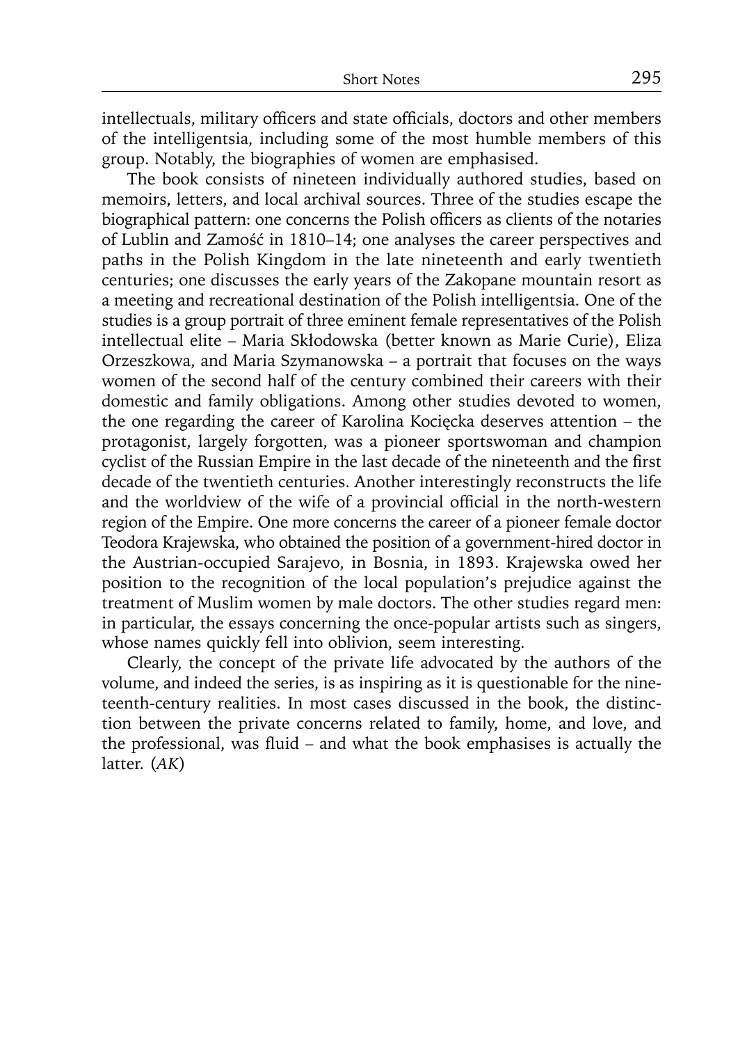intellectuals, military officers and state officials, doctors and other members of the intelligentsia, including some of the most humble members of this group. Notably, the biographies of women are emphasised.

The book consists of nineteen individually authored studies, based on memoirs, letters, and local archival sources. Three of the studies escape the biographical pattern: one concerns the Polish officers as clients of the notaries of Lublin and Zamość in 1810–14; one analyses the career perspectives and paths in the Polish Kingdom in the late nineteenth and early twentieth centuries; one discusses the early years of the Zakopane mountain resort as a meeting and recreational destination of the Polish intelligentsia. One of the studies is a group portrait of three eminent female representatives of the Polish intellectual elite – Maria Skłodowska (better known as Marie Curie), Eliza Orzeszkowa, and Maria Szymanowska – a portrait that focuses on the ways women of the second half of the century combined their careers with their domestic and family obligations. Among other studies devoted to women, the one regarding the career of Karolina Kocięcka deserves attention – the protagonist, largely forgotten, was a pioneer sportswoman and champion cyclist of the Russian Empire in the last decade of the nineteenth and the first decade of the twentieth centuries. Another interestingly reconstructs the life and the worldview of the wife of a provincial official in the north-western region of the Empire. One more concerns the career of a pioneer female doctor Teodora Krajewska, who obtained the position of a government-hired doctor in the Austrian-occupied Sarajevo, in Bosnia, in 1893. Krajewska owed her position to the recognition of the local population's prejudice against the treatment of Muslim women by male doctors. The other studies regard men: in particular, the essays concerning the once-popular artists such as singers, whose names quickly fell into oblivion, seem interesting.

Clearly, the concept of the private life advocated by the authors of the volume, and indeed the series, is as inspiring as it is questionable for the nineteenth-century realities. In most cases discussed in the book, the distinction between the private concerns related to family, home, and love, and the professional, was fluid – and what the book emphasises is actually the latter. (*AK*)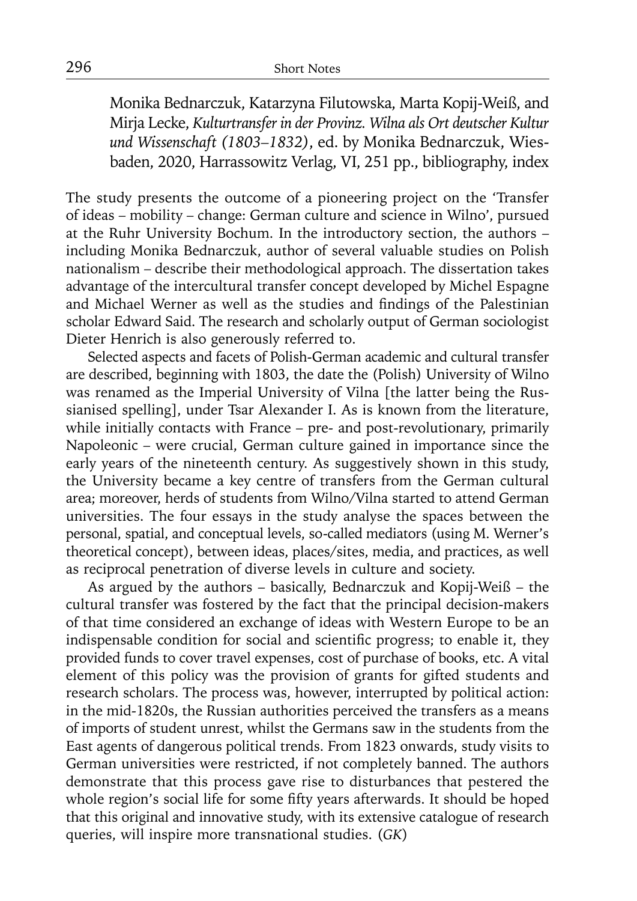Monika Bednarczuk, Katarzyna Filutowska, Marta Kopij-Weiß, and Mirja Lecke, *Kulturtransfer in der Provinz. Wilna als Ort deutscher Kultur und Wissenschaft (1803–1832)*, ed. by Monika Bednarczuk, Wiesbaden, 2020, Harrassowitz Verlag, VI, 251 pp., bibliography, index

The study presents the outcome of a pioneering project on the 'Transfer of ideas – mobility – change: German culture and science in Wilno', pursued at the Ruhr University Bochum. In the introductory section, the authors – including Monika Bednarczuk, author of several valuable studies on Polish nationalism – describe their methodological approach. The dissertation takes advantage of the intercultural transfer concept developed by Michel Espagne and Michael Werner as well as the studies and findings of the Palestinian scholar Edward Said. The research and scholarly output of German sociologist Dieter Henrich is also generously referred to.

Selected aspects and facets of Polish-German academic and cultural transfer are described, beginning with 1803, the date the (Polish) University of Wilno was renamed as the Imperial University of Vilna [the latter being the Russianised spelling], under Tsar Alexander I. As is known from the literature, while initially contacts with France – pre- and post-revolutionary, primarily Napoleonic – were crucial, German culture gained in importance since the early years of the nineteenth century. As suggestively shown in this study, the University became a key centre of transfers from the German cultural area; moreover, herds of students from Wilno/Vilna started to attend German universities. The four essays in the study analyse the spaces between the personal, spatial, and conceptual levels, so-called mediators (using M. Werner's theoretical concept), between ideas, places/sites, media, and practices, as well as reciprocal penetration of diverse levels in culture and society.

As argued by the authors – basically, Bednarczuk and Kopij-Weiß – the cultural transfer was fostered by the fact that the principal decision-makers of that time considered an exchange of ideas with Western Europe to be an indispensable condition for social and scientific progress; to enable it, they provided funds to cover travel expenses, cost of purchase of books, etc. A vital element of this policy was the provision of grants for gifted students and research scholars. The process was, however, interrupted by political action: in the mid-1820s, the Russian authorities perceived the transfers as a means of imports of student unrest, whilst the Germans saw in the students from the East agents of dangerous political trends. From 1823 onwards, study visits to German universities were restricted, if not completely banned. The authors demonstrate that this process gave rise to disturbances that pestered the whole region's social life for some fifty years afterwards. It should be hoped that this original and innovative study, with its extensive catalogue of research queries, will inspire more transnational studies. (*GK*)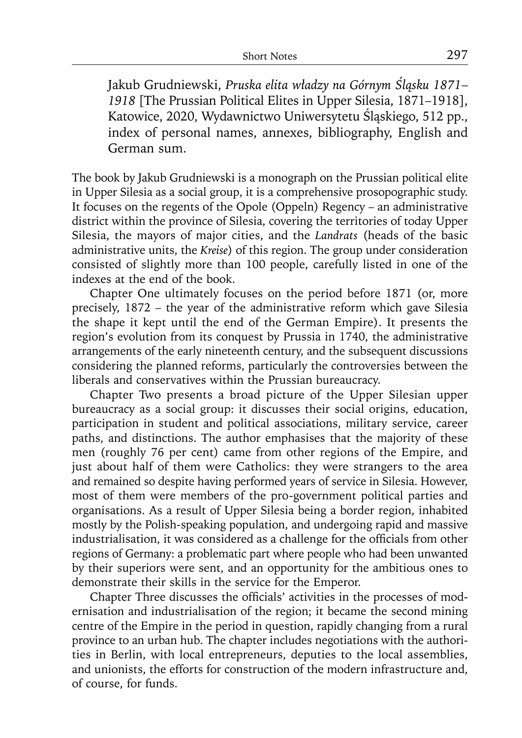Jakub Grudniewski, *Pruska elita władzy na Górnym Śląsku 1871–1918* [The Prussian Political Elites in Upper Silesia, 1871–1918], Katowice, 2020, Wydawnictwo Uniwersytetu Śląskiego, 512 pp., index of personal names, annexes, bibliography, English and German sum.

The book by Jakub Grudniewski is a monograph on the Prussian political elite in Upper Silesia as a social group, it is a comprehensive prosopographic study. It focuses on the regents of the Opole (Oppeln) Regency – an administrative district within the province of Silesia, covering the territories of today Upper Silesia, the mayors of major cities, and the *Landrats* (heads of the basic administrative units, the *Kreise*) of this region. The group under consideration consisted of slightly more than 100 people, carefully listed in one of the indexes at the end of the book.

Chapter One ultimately focuses on the period before 1871 (or, more precisely, 1872 – the year of the administrative reform which gave Silesia the shape it kept until the end of the German Empire). It presents the region's evolution from its conquest by Prussia in 1740, the administrative arrangements of the early nineteenth century, and the subsequent discussions considering the planned reforms, particularly the controversies between the liberals and conservatives within the Prussian bureaucracy.

Chapter Two presents a broad picture of the Upper Silesian upper bureaucracy as a social group: it discusses their social origins, education, participation in student and political associations, military service, career paths, and distinctions. The author emphasises that the majority of these men (roughly 76 per cent) came from other regions of the Empire, and just about half of them were Catholics: they were strangers to the area and remained so despite having performed years of service in Silesia. However, most of them were members of the pro-government political parties and organisations. As a result of Upper Silesia being a border region, inhabited mostly by the Polish-speaking population, and undergoing rapid and massive industrialisation, it was considered as a challenge for the officials from other regions of Germany: a problematic part where people who had been unwanted by their superiors were sent, and an opportunity for the ambitious ones to demonstrate their skills in the service for the Emperor.

Chapter Three discusses the officials' activities in the processes of modernisation and industrialisation of the region; it became the second mining centre of the Empire in the period in question, rapidly changing from a rural province to an urban hub. The chapter includes negotiations with the authorities in Berlin, with local entrepreneurs, deputies to the local assemblies, and unionists, the efforts for construction of the modern infrastructure and, of course, for funds.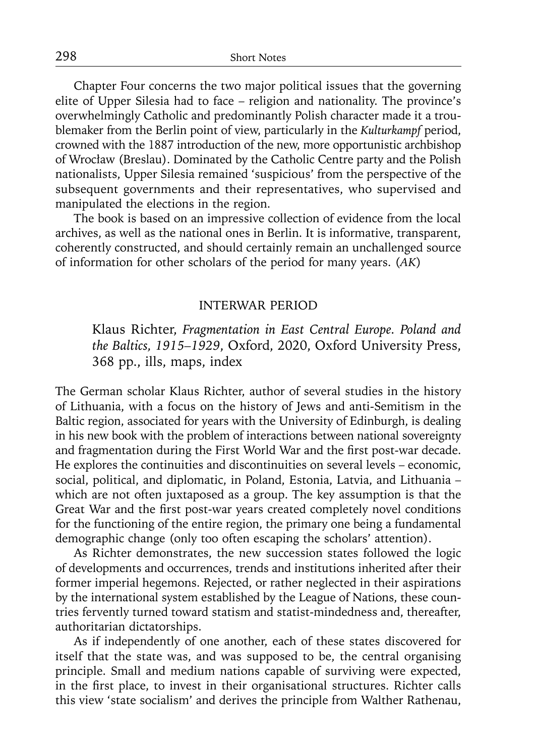Chapter Four concerns the two major political issues that the governing elite of Upper Silesia had to face – religion and nationality. The province's overwhelmingly Catholic and predominantly Polish character made it a troublemaker from the Berlin point of view, particularly in the *Kulturkampf* period, crowned with the 1887 introduction of the new, more opportunistic archbishop of Wrocław (Breslau). Dominated by the Catholic Centre party and the Polish nationalists, Upper Silesia remained 'suspicious' from the perspective of the subsequent governments and their representatives, who supervised and manipulated the elections in the region.

The book is based on an impressive collection of evidence from the local archives, as well as the national ones in Berlin. It is informative, transparent, coherently constructed, and should certainly remain an unchallenged source of information for other scholars of the period for many years. (*AK*)

## INTERWAR PERIOD

### Klaus Richter, *Fragmentation in East Central Europe. Poland and the Baltics, 1915–1929*, Oxford, 2020, Oxford University Press, 368 pp., ills, maps, index

The German scholar Klaus Richter, author of several studies in the history of Lithuania, with a focus on the history of Jews and anti-Semitism in the Baltic region, associated for years with the University of Edinburgh, is dealing in his new book with the problem of interactions between national sovereignty and fragmentation during the First World War and the first post-war decade. He explores the continuities and discontinuities on several levels – economic, social, political, and diplomatic, in Poland, Estonia, Latvia, and Lithuania – which are not often juxtaposed as a group. The key assumption is that the Great War and the first post-war years created completely novel conditions for the functioning of the entire region, the primary one being a fundamental demographic change (only too often escaping the scholars' attention).

As Richter demonstrates, the new succession states followed the logic of developments and occurrences, trends and institutions inherited after their former imperial hegemons. Rejected, or rather neglected in their aspirations by the international system established by the League of Nations, these countries fervently turned toward statism and statist-mindedness and, thereafter, authoritarian dictatorships.

As if independently of one another, each of these states discovered for itself that the state was, and was supposed to be, the central organising principle. Small and medium nations capable of surviving were expected, in the first place, to invest in their organisational structures. Richter calls this view 'state socialism' and derives the principle from Walther Rathenau,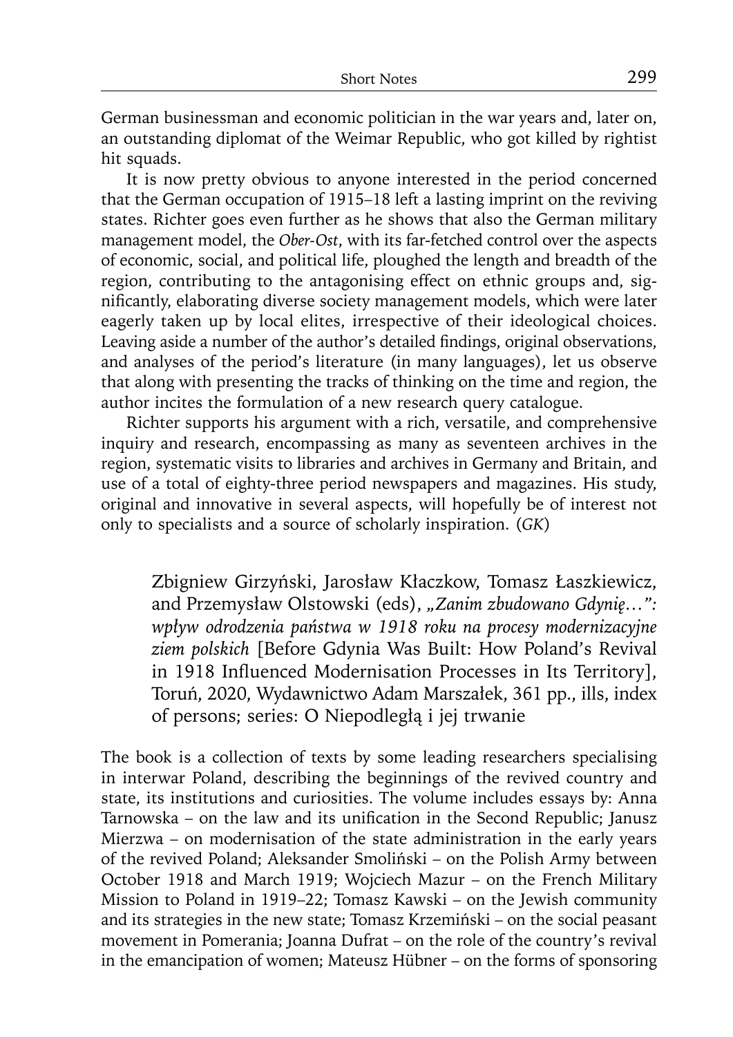German businessman and economic politician in the war years and, later on, an outstanding diplomat of the Weimar Republic, who got killed by rightist hit squads.

It is now pretty obvious to anyone interested in the period concerned that the German occupation of 1915–18 left a lasting imprint on the reviving states. Richter goes even further as he shows that also the German military management model, the *Ober-Ost*, with its far-fetched control over the aspects of economic, social, and political life, ploughed the length and breadth of the region, contributing to the antagonising effect on ethnic groups and, significantly, elaborating diverse society management models, which were later eagerly taken up by local elites, irrespective of their ideological choices. Leaving aside a number of the author's detailed findings, original observations, and analyses of the period's literature (in many languages), let us observe that along with presenting the tracks of thinking on the time and region, the author incites the formulation of a new research query catalogue.

Richter supports his argument with a rich, versatile, and comprehensive inquiry and research, encompassing as many as seventeen archives in the region, systematic visits to libraries and archives in Germany and Britain, and use of a total of eighty-three period newspapers and magazines. His study, original and innovative in several aspects, will hopefully be of interest not only to specialists and a source of scholarly inspiration. (*GK*)

Zbigniew Girzyński, Jarosław Kłaczkow, Tomasz Łaszkiewicz, and Przemysław Olstowski (eds), *„Zanim zbudowano Gdynię…": wpływ odrodzenia państwa w 1918 roku na procesy modernizacyjne ziem polskich* [Before Gdynia Was Built: How Poland's Revival in 1918 Influenced Modernisation Processes in Its Territory], Toruń, 2020, Wydawnictwo Adam Marszałek, 361 pp., ills, index of persons; series: O Niepodległą i jej trwanie

The book is a collection of texts by some leading researchers specialising in interwar Poland, describing the beginnings of the revived country and state, its institutions and curiosities. The volume includes essays by: Anna Tarnowska – on the law and its unification in the Second Republic; Janusz Mierzwa – on modernisation of the state administration in the early years of the revived Poland; Aleksander Smoliński – on the Polish Army between October 1918 and March 1919; Wojciech Mazur – on the French Military Mission to Poland in 1919–22; Tomasz Kawski – on the Jewish community and its strategies in the new state; Tomasz Krzemiński – on the social peasant movement in Pomerania; Joanna Dufrat – on the role of the country's revival in the emancipation of women; Mateusz Hübner – on the forms of sponsoring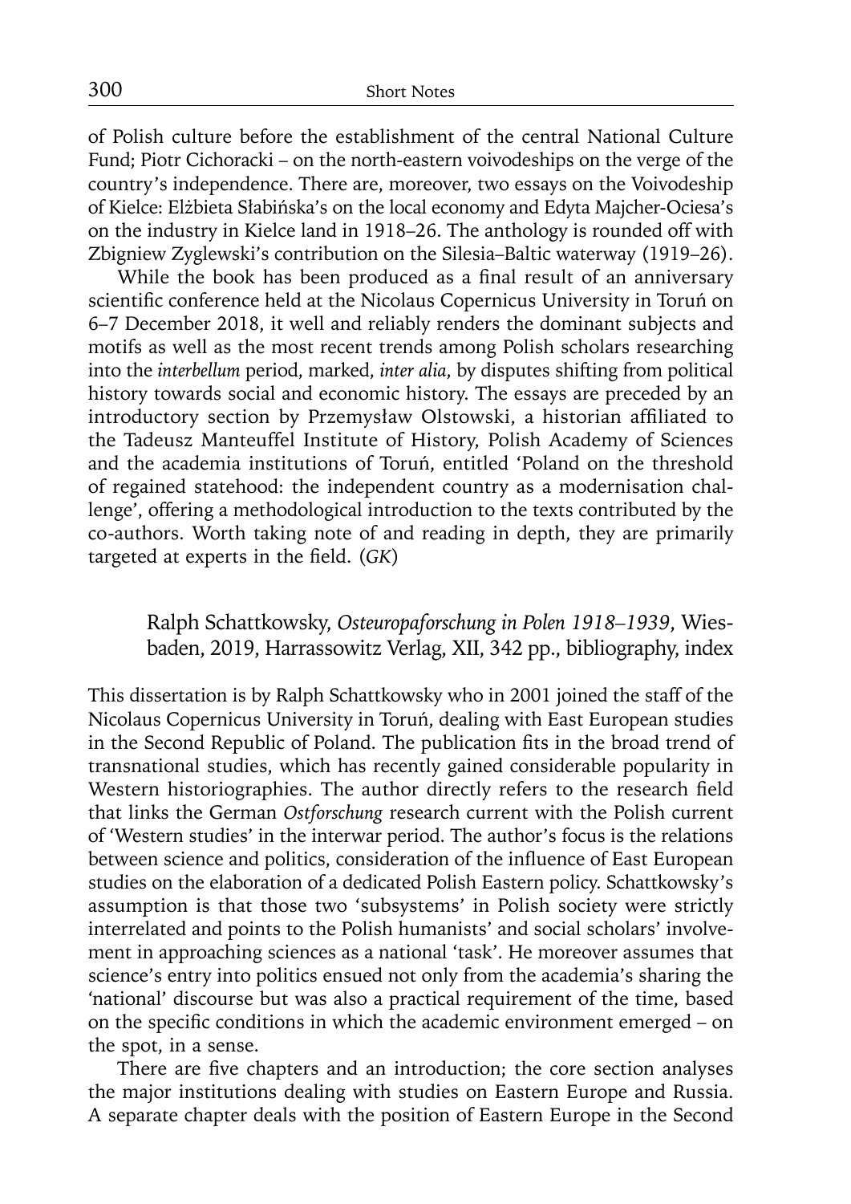of Polish culture before the establishment of the central National Culture Fund; Piotr Cichoracki – on the north-eastern voivodeships on the verge of the country's independence. There are, moreover, two essays on the Voivodeship of Kielce: Elżbieta Słabińska's on the local economy and Edyta Majcher-Ociesa's on the industry in Kielce land in 1918–26. The anthology is rounded off with Zbigniew Zyglewski's contribution on the Silesia–Baltic waterway (1919–26).

While the book has been produced as a final result of an anniversary scientific conference held at the Nicolaus Copernicus University in Toruń on 6–7 December 2018, it well and reliably renders the dominant subjects and motifs as well as the most recent trends among Polish scholars researching into the *interbellum* period, marked, *inter alia*, by disputes shifting from political history towards social and economic history. The essays are preceded by an introductory section by Przemysław Olstowski, a historian affiliated to the Tadeusz Manteuffel Institute of History, Polish Academy of Sciences and the academia institutions of Toruń, entitled 'Poland on the threshold of regained statehood: the independent country as a modernisation challenge', offering a methodological introduction to the texts contributed by the co-authors. Worth taking note of and reading in depth, they are primarily targeted at experts in the field. (*GK*)

Ralph Schattkowsky, *Osteuropaforschung in Polen 1918–1939*, Wiesbaden, 2019, Harrassowitz Verlag, XII, 342 pp., bibliography, index

This dissertation is by Ralph Schattkowsky who in 2001 joined the staff of the Nicolaus Copernicus University in Toruń, dealing with East European studies in the Second Republic of Poland. The publication fits in the broad trend of transnational studies, which has recently gained considerable popularity in Western historiographies. The author directly refers to the research field that links the German *Ostforschung* research current with the Polish current of 'Western studies' in the interwar period. The author's focus is the relations between science and politics, consideration of the influence of East European studies on the elaboration of a dedicated Polish Eastern policy. Schattkowsky's assumption is that those two 'subsystems' in Polish society were strictly interrelated and points to the Polish humanists' and social scholars' involvement in approaching sciences as a national 'task'. He moreover assumes that science's entry into politics ensued not only from the academia's sharing the 'national' discourse but was also a practical requirement of the time, based on the specific conditions in which the academic environment emerged – on the spot, in a sense.

There are five chapters and an introduction; the core section analyses the major institutions dealing with studies on Eastern Europe and Russia. A separate chapter deals with the position of Eastern Europe in the Second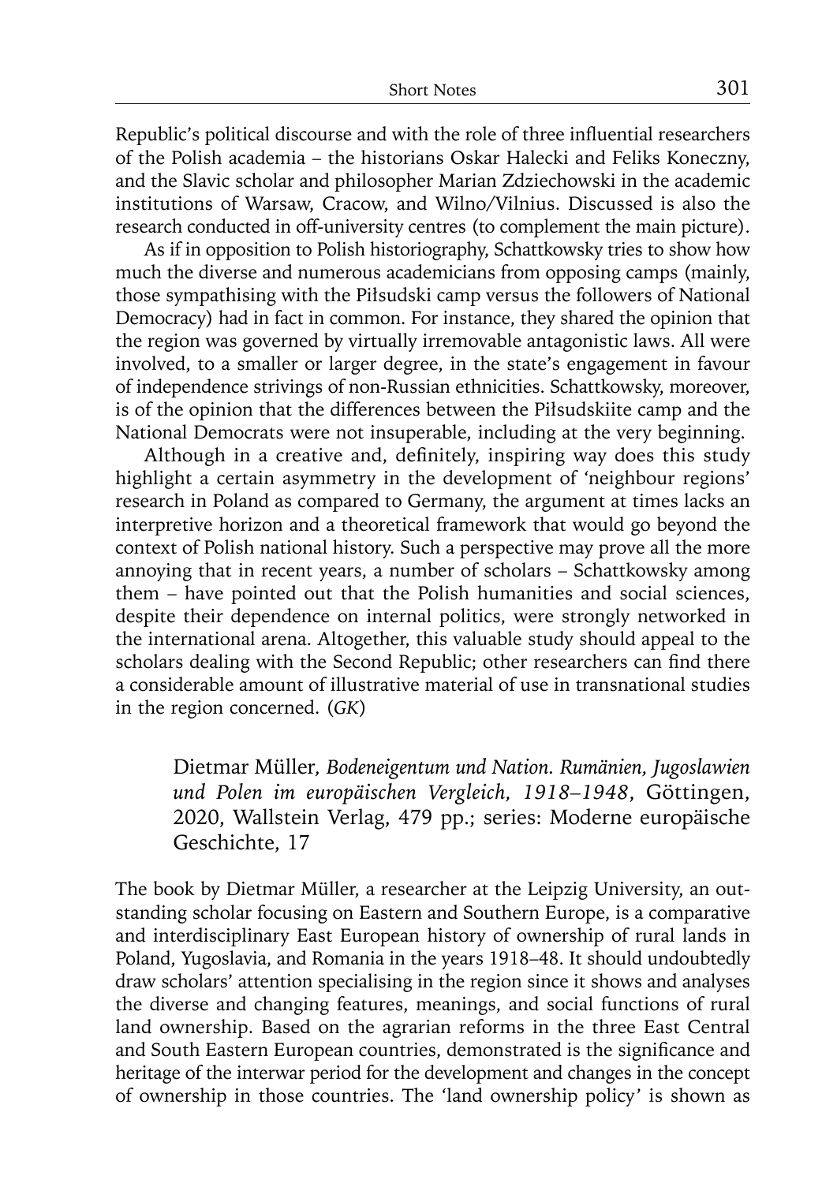Republic's political discourse and with the role of three influential researchers of the Polish academia – the historians Oskar Halecki and Feliks Koneczny, and the Slavic scholar and philosopher Marian Zdziechowski in the academic institutions of Warsaw, Cracow, and Wilno/Vilnius. Discussed is also the research conducted in off-university centres (to complement the main picture).

As if in opposition to Polish historiography, Schattkowsky tries to show how much the diverse and numerous academicians from opposing camps (mainly, those sympathising with the Piłsudski camp versus the followers of National Democracy) had in fact in common. For instance, they shared the opinion that the region was governed by virtually irremovable antagonistic laws. All were involved, to a smaller or larger degree, in the state's engagement in favour of independence strivings of non-Russian ethnicities. Schattkowsky, moreover, is of the opinion that the differences between the Piłsudskiite camp and the National Democrats were not insuperable, including at the very beginning.

Although in a creative and, definitely, inspiring way does this study highlight a certain asymmetry in the development of 'neighbour regions' research in Poland as compared to Germany, the argument at times lacks an interpretive horizon and a theoretical framework that would go beyond the context of Polish national history. Such a perspective may prove all the more annoying that in recent years, a number of scholars – Schattkowsky among them – have pointed out that the Polish humanities and social sciences, despite their dependence on internal politics, were strongly networked in the international arena. Altogether, this valuable study should appeal to the scholars dealing with the Second Republic; other researchers can find there a considerable amount of illustrative material of use in transnational studies in the region concerned. (*GK*)

Dietmar Müller, *Bodeneigentum und Nation. Rumänien, Jugoslawien und Polen im europäischen Vergleich, 1918–1948*, Göttingen, 2020, Wallstein Verlag, 479 pp.; series: Moderne europäische Geschichte, 17

The book by Dietmar Müller, a researcher at the Leipzig University, an outstanding scholar focusing on Eastern and Southern Europe, is a comparative and interdisciplinary East European history of ownership of rural lands in Poland, Yugoslavia, and Romania in the years 1918–48. It should undoubtedly draw scholars' attention specialising in the region since it shows and analyses the diverse and changing features, meanings, and social functions of rural land ownership. Based on the agrarian reforms in the three East Central and South Eastern European countries, demonstrated is the significance and heritage of the interwar period for the development and changes in the concept of ownership in those countries. The 'land ownership policy' is shown as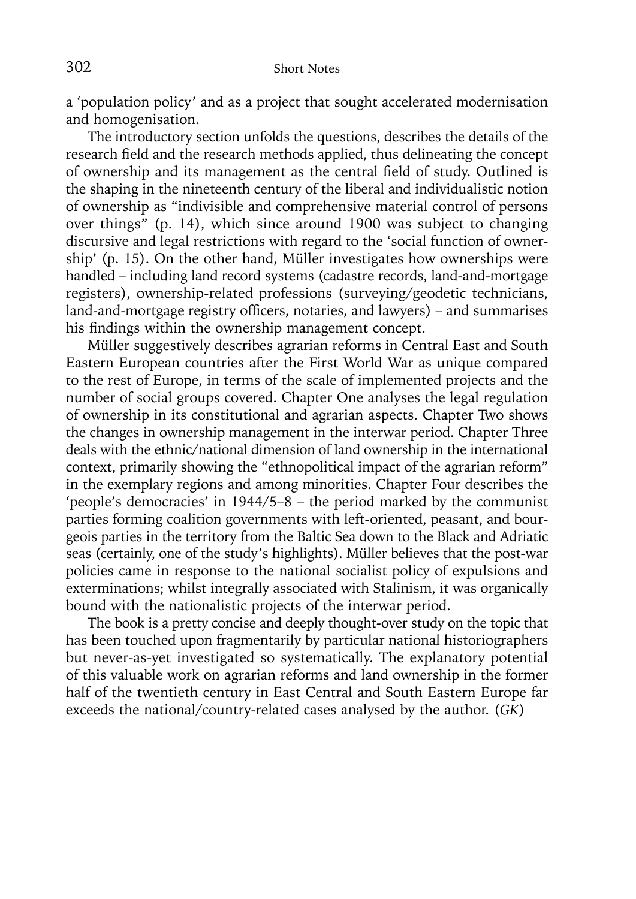a 'population policy' and as a project that sought accelerated modernisation and homogenisation.

The introductory section unfolds the questions, describes the details of the research field and the research methods applied, thus delineating the concept of ownership and its management as the central field of study. Outlined is the shaping in the nineteenth century of the liberal and individualistic notion of ownership as "indivisible and comprehensive material control of persons over things" (p. 14), which since around 1900 was subject to changing discursive and legal restrictions with regard to the 'social function of ownership' (p. 15). On the other hand, Müller investigates how ownerships were handled – including land record systems (cadastre records, land-and-mortgage registers), ownership-related professions (surveying/geodetic technicians, land-and-mortgage registry officers, notaries, and lawyers) – and summarises his findings within the ownership management concept.

Müller suggestively describes agrarian reforms in Central East and South Eastern European countries after the First World War as unique compared to the rest of Europe, in terms of the scale of implemented projects and the number of social groups covered. Chapter One analyses the legal regulation of ownership in its constitutional and agrarian aspects. Chapter Two shows the changes in ownership management in the interwar period. Chapter Three deals with the ethnic/national dimension of land ownership in the international context, primarily showing the "ethnopolitical impact of the agrarian reform" in the exemplary regions and among minorities. Chapter Four describes the 'people's democracies' in 1944/5–8 – the period marked by the communist parties forming coalition governments with left-oriented, peasant, and bourgeois parties in the territory from the Baltic Sea down to the Black and Adriatic seas (certainly, one of the study's highlights). Müller believes that the post-war policies came in response to the national socialist policy of expulsions and exterminations; whilst integrally associated with Stalinism, it was organically bound with the nationalistic projects of the interwar period.

The book is a pretty concise and deeply thought-over study on the topic that has been touched upon fragmentarily by particular national historiographers but never-as-yet investigated so systematically. The explanatory potential of this valuable work on agrarian reforms and land ownership in the former half of the twentieth century in East Central and South Eastern Europe far exceeds the national/country-related cases analysed by the author. (*GK*)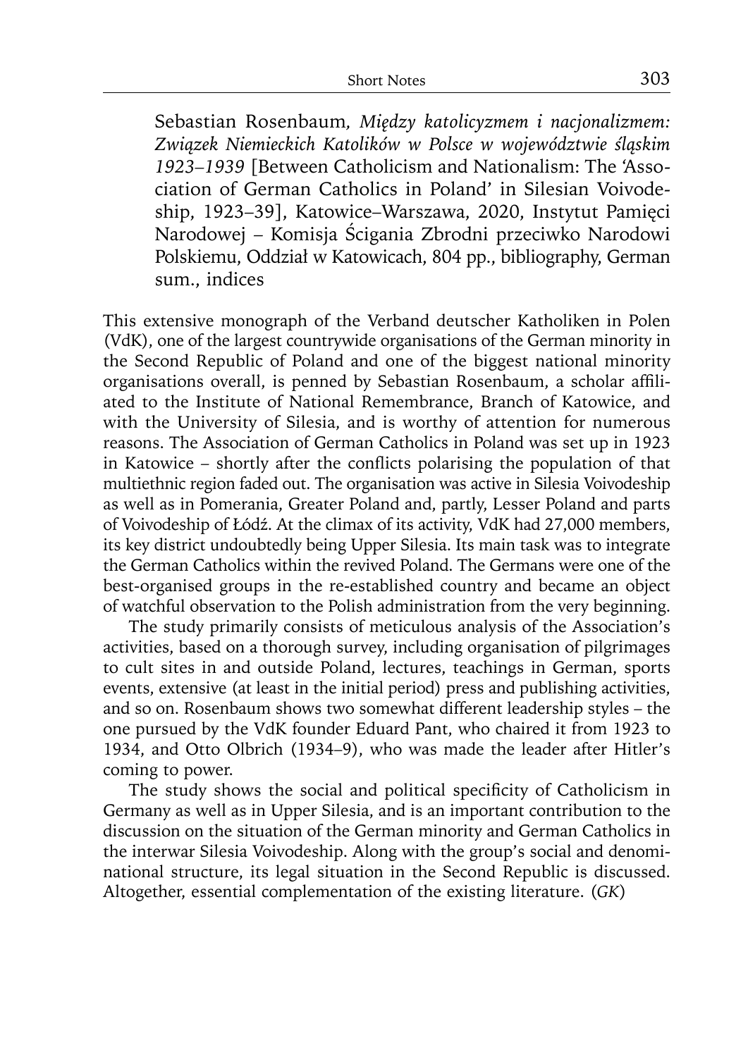Sebastian Rosenbaum, *Między katolicyzmem i nacjonalizmem: Związek Niemieckich Katolików w Polsce w województwie śląskim 1923–1939* [Between Catholicism and Nationalism: The 'Association of German Catholics in Poland' in Silesian Voivodeship, 1923–39], Katowice–Warszawa, 2020, Instytut Pamięci Narodowej – Komisja Ścigania Zbrodni przeciwko Narodowi Polskiemu, Oddział w Katowicach, 804 pp., bibliography, German sum., indices

This extensive monograph of the Verband deutscher Katholiken in Polen (VdK), one of the largest countrywide organisations of the German minority in the Second Republic of Poland and one of the biggest national minority organisations overall, is penned by Sebastian Rosenbaum, a scholar affiliated to the Institute of National Remembrance, Branch of Katowice, and with the University of Silesia, and is worthy of attention for numerous reasons. The Association of German Catholics in Poland was set up in 1923 in Katowice – shortly after the conflicts polarising the population of that multiethnic region faded out. The organisation was active in Silesia Voivodeship as well as in Pomerania, Greater Poland and, partly, Lesser Poland and parts of Voivodeship of Łódź. At the climax of its activity, VdK had 27,000 members, its key district undoubtedly being Upper Silesia. Its main task was to integrate the German Catholics within the revived Poland. The Germans were one of the best-organised groups in the re-established country and became an object of watchful observation to the Polish administration from the very beginning.

The study primarily consists of meticulous analysis of the Association's activities, based on a thorough survey, including organisation of pilgrimages to cult sites in and outside Poland, lectures, teachings in German, sports events, extensive (at least in the initial period) press and publishing activities, and so on. Rosenbaum shows two somewhat different leadership styles – the one pursued by the VdK founder Eduard Pant, who chaired it from 1923 to 1934, and Otto Olbrich (1934–9), who was made the leader after Hitler's coming to power.

The study shows the social and political specificity of Catholicism in Germany as well as in Upper Silesia, and is an important contribution to the discussion on the situation of the German minority and German Catholics in the interwar Silesia Voivodeship. Along with the group's social and denominational structure, its legal situation in the Second Republic is discussed. Altogether, essential complementation of the existing literature. (*GK*)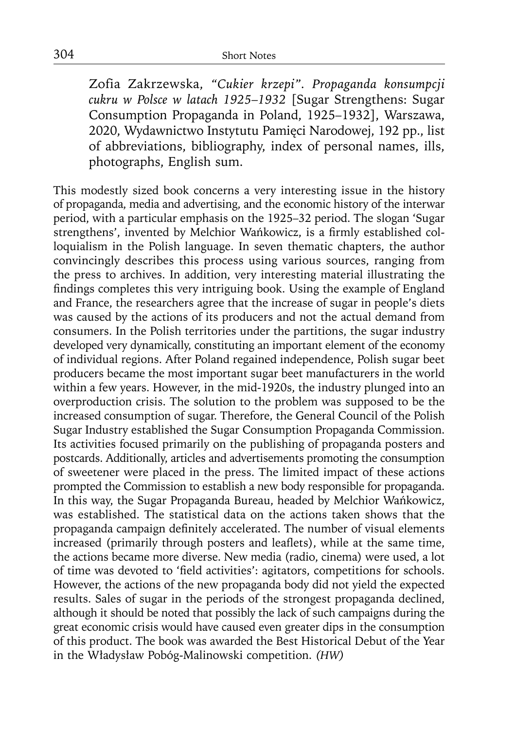Zofia Zakrzewska, *"Cukier krzepi". Propaganda konsumpcji cukru w Polsce w latach 1925–1932* [Sugar Strengthens: Sugar Consumption Propaganda in Poland, 1925–1932], Warszawa, 2020, Wydawnictwo Instytutu Pamięci Narodowej, 192 pp., list of abbreviations, bibliography, index of personal names, ills, photographs, English sum.

This modestly sized book concerns a very interesting issue in the history of propaganda, media and advertising, and the economic history of the interwar period, with a particular emphasis on the 1925–32 period. The slogan 'Sugar strengthens', invented by Melchior Wańkowicz, is a firmly established colloquialism in the Polish language. In seven thematic chapters, the author convincingly describes this process using various sources, ranging from the press to archives. In addition, very interesting material illustrating the findings completes this very intriguing book. Using the example of England and France, the researchers agree that the increase of sugar in people's diets was caused by the actions of its producers and not the actual demand from consumers. In the Polish territories under the partitions, the sugar industry developed very dynamically, constituting an important element of the economy of individual regions. After Poland regained independence, Polish sugar beet producers became the most important sugar beet manufacturers in the world within a few years. However, in the mid-1920s, the industry plunged into an overproduction crisis. The solution to the problem was supposed to be the increased consumption of sugar. Therefore, the General Council of the Polish Sugar Industry established the Sugar Consumption Propaganda Commission. Its activities focused primarily on the publishing of propaganda posters and postcards. Additionally, articles and advertisements promoting the consumption of sweetener were placed in the press. The limited impact of these actions prompted the Commission to establish a new body responsible for propaganda. In this way, the Sugar Propaganda Bureau, headed by Melchior Wańkowicz, was established. The statistical data on the actions taken shows that the propaganda campaign definitely accelerated. The number of visual elements increased (primarily through posters and leaflets), while at the same time, the actions became more diverse. New media (radio, cinema) were used, a lot of time was devoted to 'field activities': agitators, competitions for schools. However, the actions of the new propaganda body did not yield the expected results. Sales of sugar in the periods of the strongest propaganda declined, although it should be noted that possibly the lack of such campaigns during the great economic crisis would have caused even greater dips in the consumption of this product. The book was awarded the Best Historical Debut of the Year in the Władysław Pobóg-Malinowski competition. *(HW)*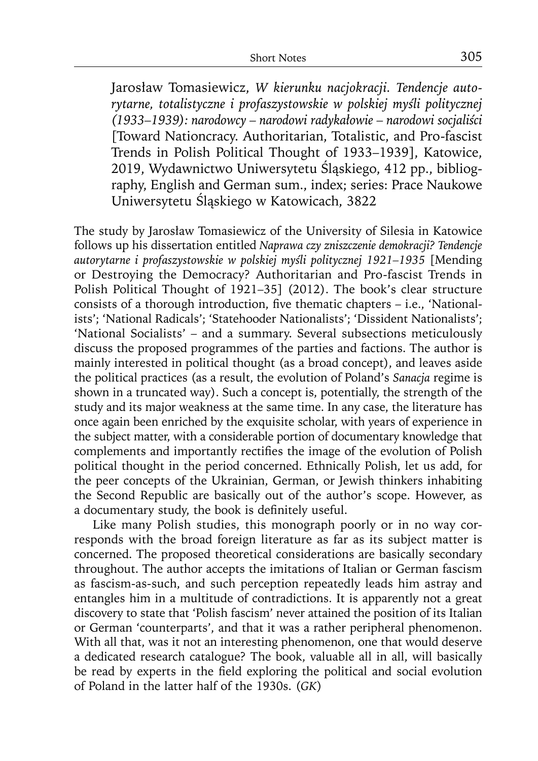Jarosław Tomasiewicz, *W kierunku nacjokracji. Tendencje autorytarne, totalistyczne i profaszystowskie w polskiej myśli politycznej (1933–1939): narodowcy – narodowi radykałowie – narodowi socjaliści* [Toward Nationcracy. Authoritarian, Totalistic, and Pro-fascist Trends in Polish Political Thought of 1933–1939], Katowice, 2019, Wydawnictwo Uniwersytetu Śląskiego, 412 pp., bibliography, English and German sum., index; series: Prace Naukowe Uniwersytetu Śląskiego w Katowicach, 3822

The study by Jarosław Tomasiewicz of the University of Silesia in Katowice follows up his dissertation entitled *Naprawa czy zniszczenie demokracji? Tendencje autorytarne i profaszystowskie w polskiej myśli politycznej 1921–1935* [Mending or Destroying the Democracy? Authoritarian and Pro-fascist Trends in Polish Political Thought of 1921–35] (2012). The book's clear structure consists of a thorough introduction, five thematic chapters – i.e., 'Nationalists'; 'National Radicals'; 'Statehooder Nationalists'; 'Dissident Nationalists'; 'National Socialists' – and a summary. Several subsections meticulously discuss the proposed programmes of the parties and factions. The author is mainly interested in political thought (as a broad concept), and leaves aside the political practices (as a result, the evolution of Poland's *Sanacja* regime is shown in a truncated way). Such a concept is, potentially, the strength of the study and its major weakness at the same time. In any case, the literature has once again been enriched by the exquisite scholar, with years of experience in the subject matter, with a considerable portion of documentary knowledge that complements and importantly rectifies the image of the evolution of Polish political thought in the period concerned. Ethnically Polish, let us add, for the peer concepts of the Ukrainian, German, or Jewish thinkers inhabiting the Second Republic are basically out of the author's scope. However, as a documentary study, the book is definitely useful.

Like many Polish studies, this monograph poorly or in no way corresponds with the broad foreign literature as far as its subject matter is concerned. The proposed theoretical considerations are basically secondary throughout. The author accepts the imitations of Italian or German fascism as fascism-as-such, and such perception repeatedly leads him astray and entangles him in a multitude of contradictions. It is apparently not a great discovery to state that 'Polish fascism' never attained the position of its Italian or German 'counterparts', and that it was a rather peripheral phenomenon. With all that, was it not an interesting phenomenon, one that would deserve a dedicated research catalogue? The book, valuable all in all, will basically be read by experts in the field exploring the political and social evolution of Poland in the latter half of the 1930s. (*GK*)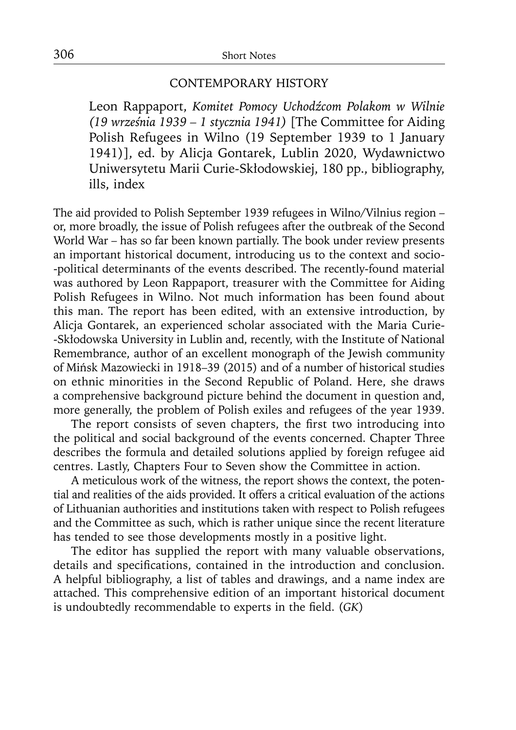## CONTEMPORARY HISTORY

Leon Rappaport, *Komitet Pomocy Uchodźcom Polakom w Wilnie (19 września 1939 – 1 stycznia 1941)* [The Committee for Aiding Polish Refugees in Wilno (19 September 1939 to 1 January 1941)], ed. by Alicja Gontarek, Lublin 2020, Wydawnictwo Uniwersytetu Marii Curie-Skłodowskiej, 180 pp., bibliography, ills, index

The aid provided to Polish September 1939 refugees in Wilno/Vilnius region – or, more broadly, the issue of Polish refugees after the outbreak of the Second World War – has so far been known partially. The book under review presents an important historical document, introducing us to the context and socio-political determinants of the events described. The recently-found material was authored by Leon Rappaport, treasurer with the Committee for Aiding Polish Refugees in Wilno. Not much information has been found about this man. The report has been edited, with an extensive introduction, by Alicja Gontarek, an experienced scholar associated with the Maria Curie-Skłodowska University in Lublin and, recently, with the Institute of National Remembrance, author of an excellent monograph of the Jewish community of Mińsk Mazowiecki in 1918–39 (2015) and of a number of historical studies on ethnic minorities in the Second Republic of Poland. Here, she draws a comprehensive background picture behind the document in question and, more generally, the problem of Polish exiles and refugees of the year 1939.

The report consists of seven chapters, the first two introducing into the political and social background of the events concerned. Chapter Three describes the formula and detailed solutions applied by foreign refugee aid centres. Lastly, Chapters Four to Seven show the Committee in action.

A meticulous work of the witness, the report shows the context, the potential and realities of the aids provided. It offers a critical evaluation of the actions of Lithuanian authorities and institutions taken with respect to Polish refugees and the Committee as such, which is rather unique since the recent literature has tended to see those developments mostly in a positive light.

The editor has supplied the report with many valuable observations, details and specifications, contained in the introduction and conclusion. A helpful bibliography, a list of tables and drawings, and a name index are attached. This comprehensive edition of an important historical document is undoubtedly recommendable to experts in the field. (*GK*)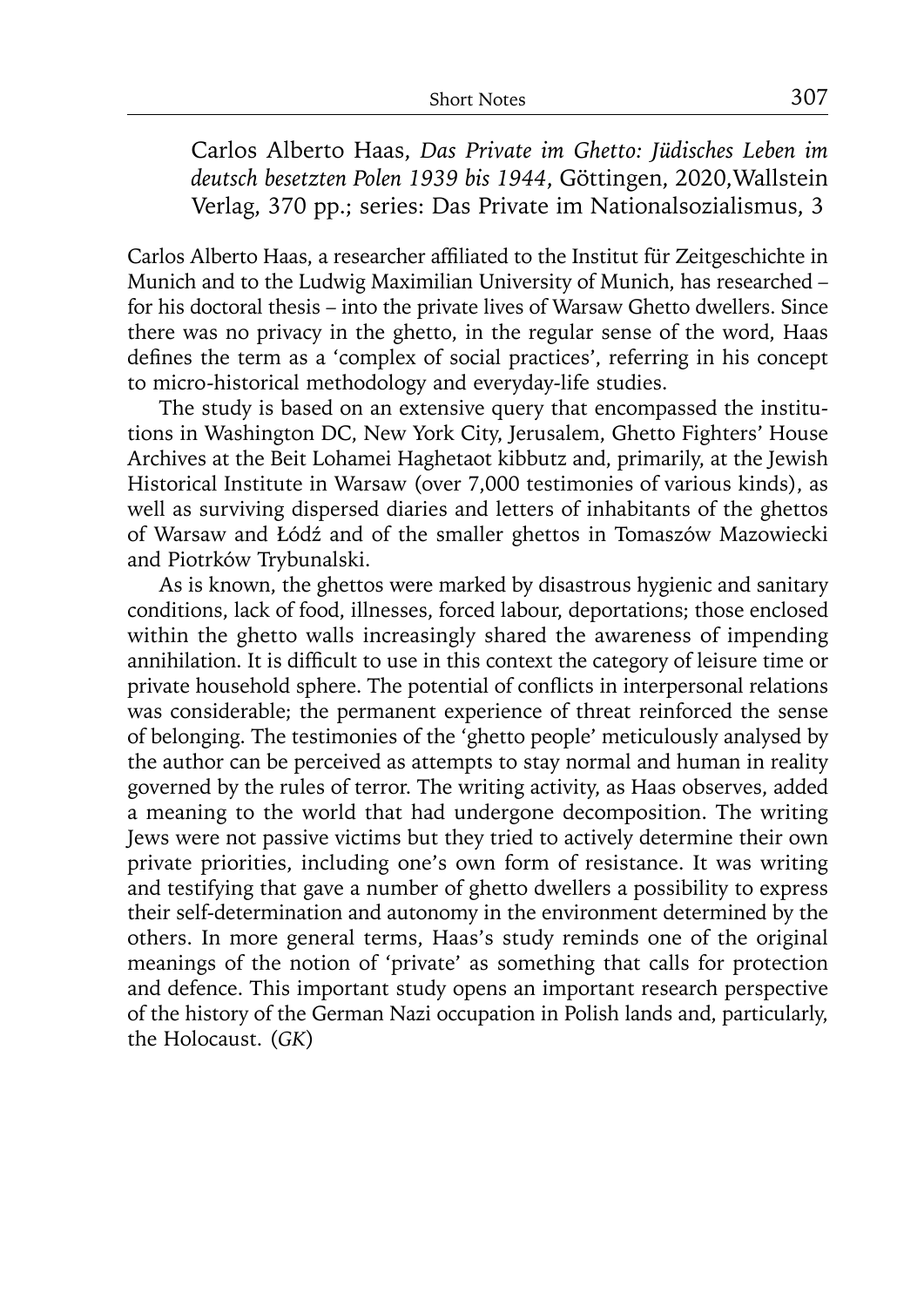Carlos Alberto Haas, *Das Private im Ghetto: Jüdisches Leben im deutsch besetzten Polen 1939 bis 1944*, Göttingen, 2020,Wallstein Verlag, 370 pp.; series: Das Private im Nationalsozialismus, 3

Carlos Alberto Haas, a researcher affiliated to the Institut für Zeitgeschichte in Munich and to the Ludwig Maximilian University of Munich, has researched – for his doctoral thesis – into the private lives of Warsaw Ghetto dwellers. Since there was no privacy in the ghetto, in the regular sense of the word, Haas defines the term as a 'complex of social practices', referring in his concept to micro-historical methodology and everyday-life studies.

The study is based on an extensive query that encompassed the institutions in Washington DC, New York City, Jerusalem, Ghetto Fighters' House Archives at the Beit Lohamei Haghetaot kibbutz and, primarily, at the Jewish Historical Institute in Warsaw (over 7,000 testimonies of various kinds), as well as surviving dispersed diaries and letters of inhabitants of the ghettos of Warsaw and Łódź and of the smaller ghettos in Tomaszów Mazowiecki and Piotrków Trybunalski.

As is known, the ghettos were marked by disastrous hygienic and sanitary conditions, lack of food, illnesses, forced labour, deportations; those enclosed within the ghetto walls increasingly shared the awareness of impending annihilation. It is difficult to use in this context the category of leisure time or private household sphere. The potential of conflicts in interpersonal relations was considerable; the permanent experience of threat reinforced the sense of belonging. The testimonies of the 'ghetto people' meticulously analysed by the author can be perceived as attempts to stay normal and human in reality governed by the rules of terror. The writing activity, as Haas observes, added a meaning to the world that had undergone decomposition. The writing Jews were not passive victims but they tried to actively determine their own private priorities, including one's own form of resistance. It was writing and testifying that gave a number of ghetto dwellers a possibility to express their self-determination and autonomy in the environment determined by the others. In more general terms, Haas's study reminds one of the original meanings of the notion of 'private' as something that calls for protection and defence. This important study opens an important research perspective of the history of the German Nazi occupation in Polish lands and, particularly, the Holocaust. (*GK*)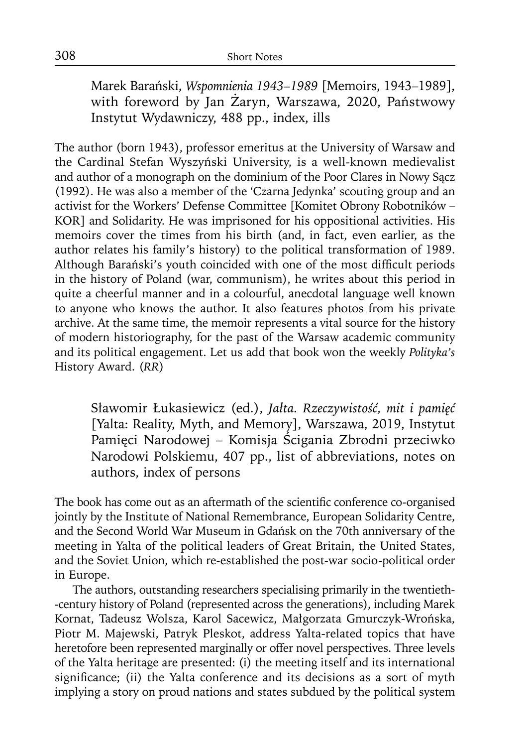Marek Barański, *Wspomnienia 1943–1989* [Memoirs, 1943–1989], with foreword by Jan Żaryn, Warszawa, 2020, Państwowy Instytut Wydawniczy, 488 pp., index, ills

The author (born 1943), professor emeritus at the University of Warsaw and the Cardinal Stefan Wyszyński University, is a well-known medievalist and author of a monograph on the dominium of the Poor Clares in Nowy Sącz (1992). He was also a member of the 'Czarna Jedynka' scouting group and an activist for the Workers' Defense Committee [Komitet Obrony Robotników – KOR] and Solidarity. He was imprisoned for his oppositional activities. His memoirs cover the times from his birth (and, in fact, even earlier, as the author relates his family's history) to the political transformation of 1989. Although Barański's youth coincided with one of the most difficult periods in the history of Poland (war, communism), he writes about this period in quite a cheerful manner and in a colourful, anecdotal language well known to anyone who knows the author. It also features photos from his private archive. At the same time, the memoir represents a vital source for the history of modern historiography, for the past of the Warsaw academic community and its political engagement. Let us add that book won the weekly *Polityka's* History Award. (*RR*)

Sławomir Łukasiewicz (ed.), *Jałta. Rzeczywistość, mit i pamięć* [Yalta: Reality, Myth, and Memory], Warszawa, 2019, Instytut Pamięci Narodowej – Komisja Ścigania Zbrodni przeciwko Narodowi Polskiemu, 407 pp., list of abbreviations, notes on authors, index of persons

The book has come out as an aftermath of the scientific conference co-organised jointly by the Institute of National Remembrance, European Solidarity Centre, and the Second World War Museum in Gdańsk on the 70th anniversary of the meeting in Yalta of the political leaders of Great Britain, the United States, and the Soviet Union, which re-established the post-war socio-political order in Europe.

The authors, outstanding researchers specialising primarily in the twentieth--century history of Poland (represented across the generations), including Marek Kornat, Tadeusz Wolsza, Karol Sacewicz, Małgorzata Gmurczyk-Wrońska, Piotr M. Majewski, Patryk Pleskot, address Yalta-related topics that have heretofore been represented marginally or offer novel perspectives. Three levels of the Yalta heritage are presented: (i) the meeting itself and its international significance; (ii) the Yalta conference and its decisions as a sort of myth implying a story on proud nations and states subdued by the political system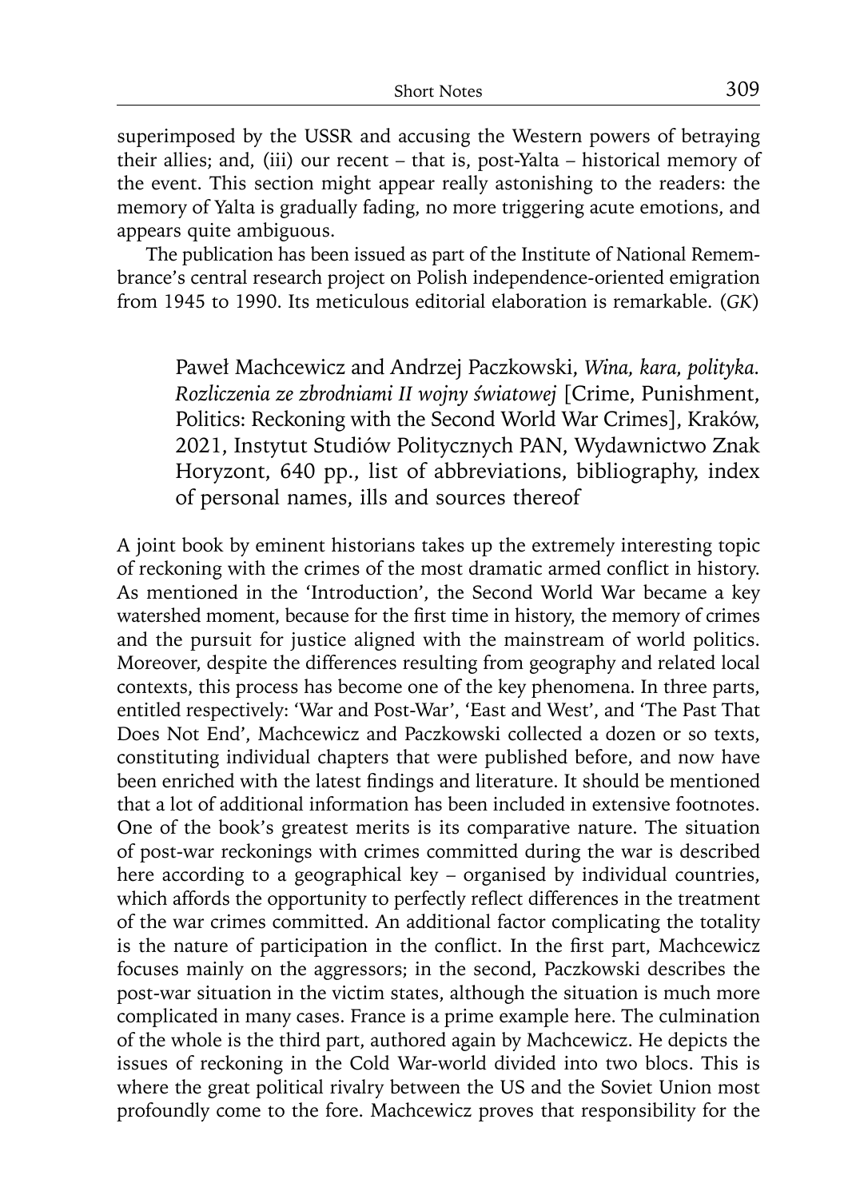superimposed by the USSR and accusing the Western powers of betraying their allies; and, (iii) our recent – that is, post-Yalta – historical memory of the event. This section might appear really astonishing to the readers: the memory of Yalta is gradually fading, no more triggering acute emotions, and appears quite ambiguous.

The publication has been issued as part of the Institute of National Remembrance's central research project on Polish independence-oriented emigration from 1945 to 1990. Its meticulous editorial elaboration is remarkable. (*GK*)

Paweł Machcewicz and Andrzej Paczkowski, *Wina, kara, polityka. Rozliczenia ze zbrodniami II wojny światowej* [Crime, Punishment, Politics: Reckoning with the Second World War Crimes], Kraków, 2021, Instytut Studiów Politycznych PAN, Wydawnictwo Znak Horyzont, 640 pp., list of abbreviations, bibliography, index of personal names, ills and sources thereof

A joint book by eminent historians takes up the extremely interesting topic of reckoning with the crimes of the most dramatic armed conflict in history. As mentioned in the 'Introduction', the Second World War became a key watershed moment, because for the first time in history, the memory of crimes and the pursuit for justice aligned with the mainstream of world politics. Moreover, despite the differences resulting from geography and related local contexts, this process has become one of the key phenomena. In three parts, entitled respectively: 'War and Post-War', 'East and West', and 'The Past That Does Not End', Machcewicz and Paczkowski collected a dozen or so texts, constituting individual chapters that were published before, and now have been enriched with the latest findings and literature. It should be mentioned that a lot of additional information has been included in extensive footnotes. One of the book's greatest merits is its comparative nature. The situation of post-war reckonings with crimes committed during the war is described here according to a geographical key – organised by individual countries, which affords the opportunity to perfectly reflect differences in the treatment of the war crimes committed. An additional factor complicating the totality is the nature of participation in the conflict. In the first part, Machcewicz focuses mainly on the aggressors; in the second, Paczkowski describes the post-war situation in the victim states, although the situation is much more complicated in many cases. France is a prime example here. The culmination of the whole is the third part, authored again by Machcewicz. He depicts the issues of reckoning in the Cold War-world divided into two blocs. This is where the great political rivalry between the US and the Soviet Union most profoundly come to the fore. Machcewicz proves that responsibility for the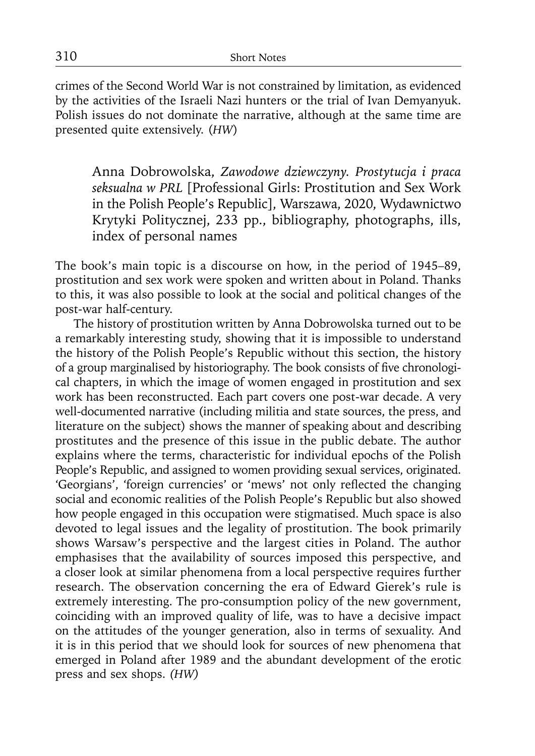crimes of the Second World War is not constrained by limitation, as evidenced by the activities of the Israeli Nazi hunters or the trial of Ivan Demyanyuk. Polish issues do not dominate the narrative, although at the same time are presented quite extensively. (*HW*)

Anna Dobrowolska, *Zawodowe dziewczyny. Prostytucja i praca seksualna w PRL* [Professional Girls: Prostitution and Sex Work in the Polish People's Republic], Warszawa, 2020, Wydawnictwo Krytyki Politycznej, 233 pp., bibliography, photographs, ills, index of personal names

The book's main topic is a discourse on how, in the period of 1945–89, prostitution and sex work were spoken and written about in Poland. Thanks to this, it was also possible to look at the social and political changes of the post-war half-century.

The history of prostitution written by Anna Dobrowolska turned out to be a remarkably interesting study, showing that it is impossible to understand the history of the Polish People's Republic without this section, the history of a group marginalised by historiography. The book consists of five chronological chapters, in which the image of women engaged in prostitution and sex work has been reconstructed. Each part covers one post-war decade. A very well-documented narrative (including militia and state sources, the press, and literature on the subject) shows the manner of speaking about and describing prostitutes and the presence of this issue in the public debate. The author explains where the terms, characteristic for individual epochs of the Polish People's Republic, and assigned to women providing sexual services, originated. 'Georgians', 'foreign currencies' or 'mews' not only reflected the changing social and economic realities of the Polish People's Republic but also showed how people engaged in this occupation were stigmatised. Much space is also devoted to legal issues and the legality of prostitution. The book primarily shows Warsaw's perspective and the largest cities in Poland. The author emphasises that the availability of sources imposed this perspective, and a closer look at similar phenomena from a local perspective requires further research. The observation concerning the era of Edward Gierek's rule is extremely interesting. The pro-consumption policy of the new government, coinciding with an improved quality of life, was to have a decisive impact on the attitudes of the younger generation, also in terms of sexuality. And it is in this period that we should look for sources of new phenomena that emerged in Poland after 1989 and the abundant development of the erotic press and sex shops. *(HW)*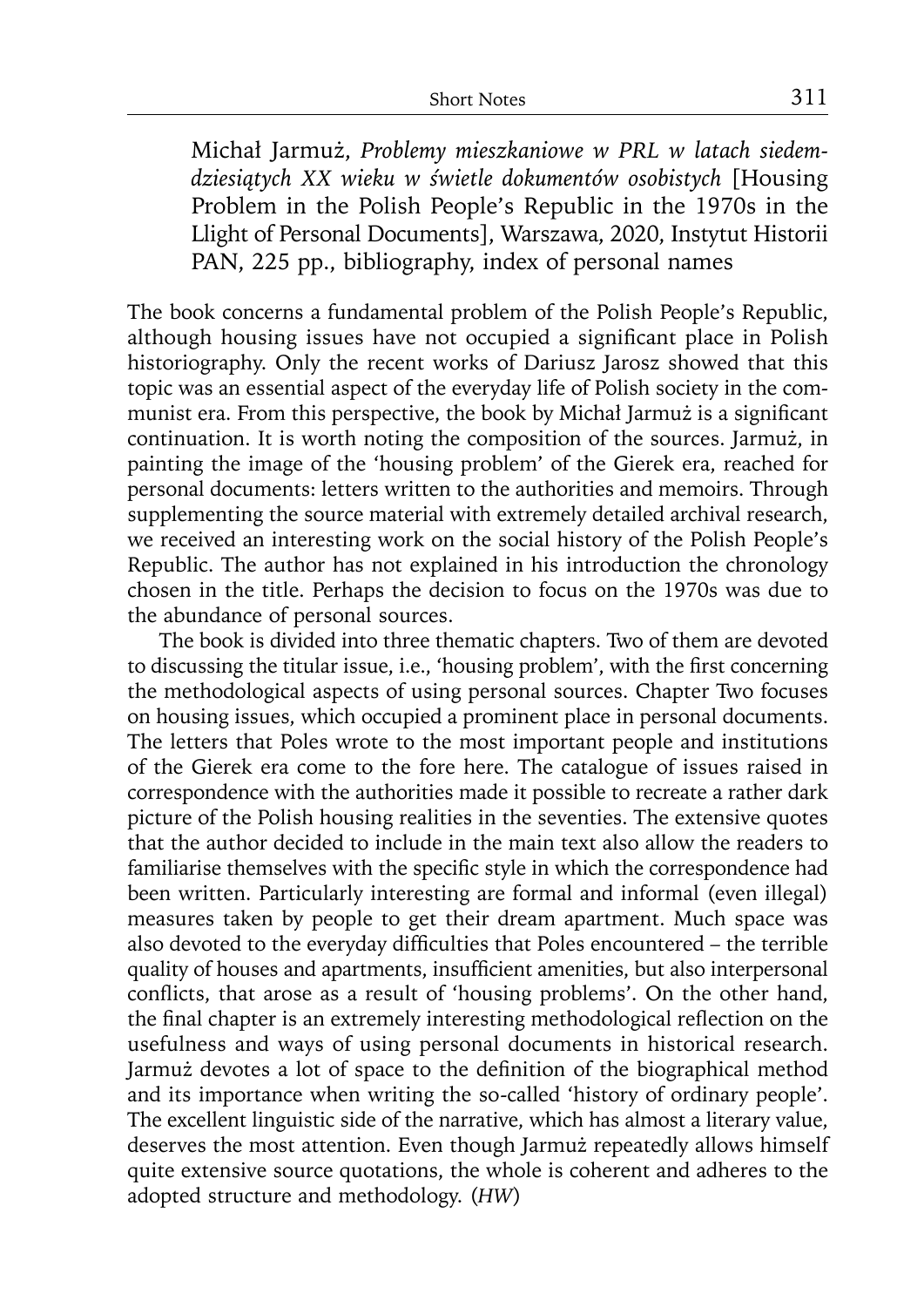Michał Jarmuż, *Problemy mieszkaniowe w PRL w latach siedemdziesiątych XX wieku w świetle dokumentów osobistych* [Housing Problem in the Polish People's Republic in the 1970s in the Llight of Personal Documents], Warszawa, 2020, Instytut Historii PAN, 225 pp., bibliography, index of personal names

The book concerns a fundamental problem of the Polish People's Republic, although housing issues have not occupied a significant place in Polish historiography. Only the recent works of Dariusz Jarosz showed that this topic was an essential aspect of the everyday life of Polish society in the communist era. From this perspective, the book by Michał Jarmuż is a significant continuation. It is worth noting the composition of the sources. Jarmuż, in painting the image of the 'housing problem' of the Gierek era, reached for personal documents: letters written to the authorities and memoirs. Through supplementing the source material with extremely detailed archival research, we received an interesting work on the social history of the Polish People's Republic. The author has not explained in his introduction the chronology chosen in the title. Perhaps the decision to focus on the 1970s was due to the abundance of personal sources.

The book is divided into three thematic chapters. Two of them are devoted to discussing the titular issue, i.e., 'housing problem', with the first concerning the methodological aspects of using personal sources. Chapter Two focuses on housing issues, which occupied a prominent place in personal documents. The letters that Poles wrote to the most important people and institutions of the Gierek era come to the fore here. The catalogue of issues raised in correspondence with the authorities made it possible to recreate a rather dark picture of the Polish housing realities in the seventies. The extensive quotes that the author decided to include in the main text also allow the readers to familiarise themselves with the specific style in which the correspondence had been written. Particularly interesting are formal and informal (even illegal) measures taken by people to get their dream apartment. Much space was also devoted to the everyday difficulties that Poles encountered – the terrible quality of houses and apartments, insufficient amenities, but also interpersonal conflicts, that arose as a result of 'housing problems'. On the other hand, the final chapter is an extremely interesting methodological reflection on the usefulness and ways of using personal documents in historical research. Jarmuż devotes a lot of space to the definition of the biographical method and its importance when writing the so-called 'history of ordinary people'. The excellent linguistic side of the narrative, which has almost a literary value, deserves the most attention. Even though Jarmuż repeatedly allows himself quite extensive source quotations, the whole is coherent and adheres to the adopted structure and methodology. (*HW*)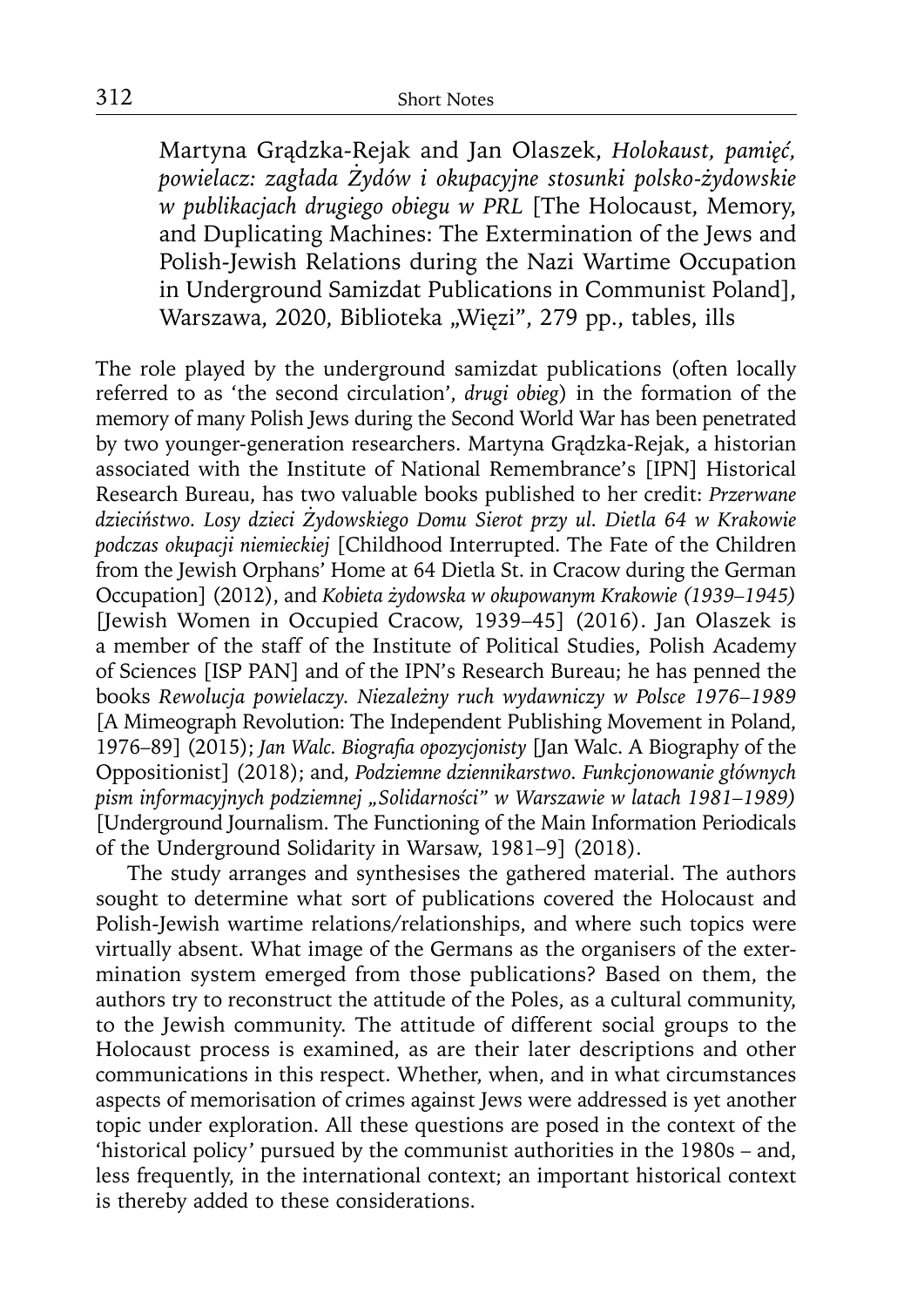Martyna Grądzka-Rejak and Jan Olaszek, *Holokaust, pamięć, powielacz: zagłada Żydów i okupacyjne stosunki polsko-żydowskie w publikacjach drugiego obiegu w PRL* [The Holocaust, Memory, and Duplicating Machines: The Extermination of the Jews and Polish-Jewish Relations during the Nazi Wartime Occupation in Underground Samizdat Publications in Communist Poland], Warszawa, 2020, Biblioteka „Więzi", 279 pp., tables, ills

The role played by the underground samizdat publications (often locally referred to as 'the second circulation', *drugi obieg*) in the formation of the memory of many Polish Jews during the Second World War has been penetrated by two younger-generation researchers. Martyna Grądzka-Rejak, a historian associated with the Institute of National Remembrance's [IPN] Historical Research Bureau, has two valuable books published to her credit: *Przerwane dzieciństwo. Losy dzieci Żydowskiego Domu Sierot przy ul. Dietla 64 w Krakowie podczas okupacji niemieckiej* [Childhood Interrupted. The Fate of the Children from the Jewish Orphans' Home at 64 Dietla St. in Cracow during the German Occupation] (2012), and *Kobieta żydowska w okupowanym Krakowie (1939–1945)* [Jewish Women in Occupied Cracow, 1939–45] (2016). Jan Olaszek is a member of the staff of the Institute of Political Studies, Polish Academy of Sciences [ISP PAN] and of the IPN's Research Bureau; he has penned the books *Rewolucja powielaczy. Niezależny ruch wydawniczy w Polsce 1976–1989* [A Mimeograph Revolution: The Independent Publishing Movement in Poland, 1976–89] (2015); *Jan Walc. Biografia opozycjonisty* [Jan Walc. A Biography of the Oppositionist] (2018); and, *Podziemne dziennikarstwo. Funkcjonowanie głównych pism informacyjnych podziemnej „Solidarności" w Warszawie w latach 1981–1989)* [Underground Journalism. The Functioning of the Main Information Periodicals of the Underground Solidarity in Warsaw, 1981–9] (2018).

The study arranges and synthesises the gathered material. The authors sought to determine what sort of publications covered the Holocaust and Polish-Jewish wartime relations/relationships, and where such topics were virtually absent. What image of the Germans as the organisers of the extermination system emerged from those publications? Based on them, the authors try to reconstruct the attitude of the Poles, as a cultural community, to the Jewish community. The attitude of different social groups to the Holocaust process is examined, as are their later descriptions and other communications in this respect. Whether, when, and in what circumstances aspects of memorisation of crimes against Jews were addressed is yet another topic under exploration. All these questions are posed in the context of the 'historical policy' pursued by the communist authorities in the 1980s – and, less frequently, in the international context; an important historical context is thereby added to these considerations.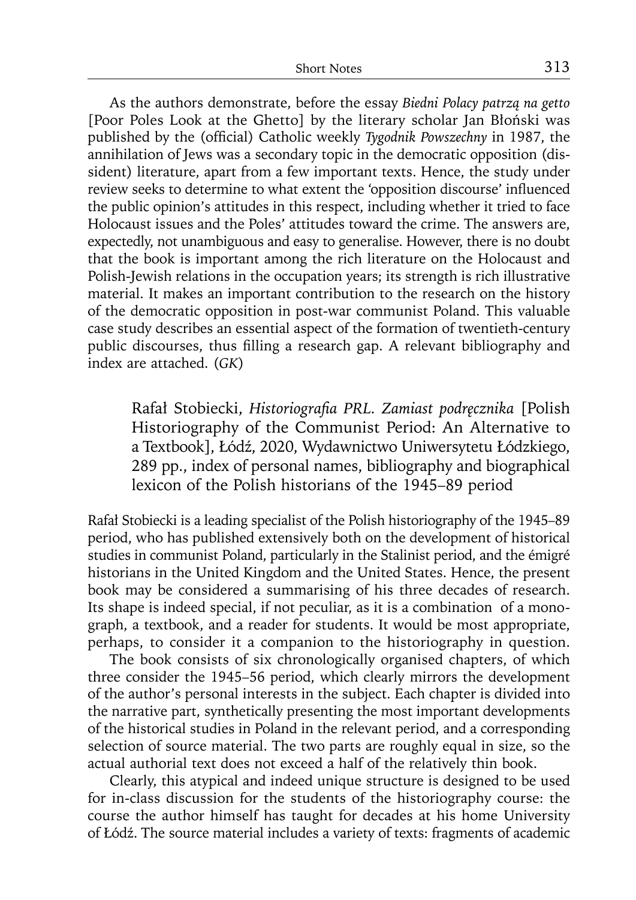As the authors demonstrate, before the essay *Biedni Polacy patrzą na getto* [Poor Poles Look at the Ghetto] by the literary scholar Jan Błoński was published by the (official) Catholic weekly *Tygodnik Powszechny* in 1987, the annihilation of Jews was a secondary topic in the democratic opposition (dissident) literature, apart from a few important texts. Hence, the study under review seeks to determine to what extent the 'opposition discourse' influenced the public opinion's attitudes in this respect, including whether it tried to face Holocaust issues and the Poles' attitudes toward the crime. The answers are, expectedly, not unambiguous and easy to generalise. However, there is no doubt that the book is important among the rich literature on the Holocaust and Polish-Jewish relations in the occupation years; its strength is rich illustrative material. It makes an important contribution to the research on the history of the democratic opposition in post-war communist Poland. This valuable case study describes an essential aspect of the formation of twentieth-century public discourses, thus filling a research gap. A relevant bibliography and index are attached. (*GK*)

Rafał Stobiecki, *Historiografia PRL. Zamiast podręcznika* [Polish Historiography of the Communist Period: An Alternative to a Textbook], Łódź, 2020, Wydawnictwo Uniwersytetu Łódzkiego, 289 pp., index of personal names, bibliography and biographical lexicon of the Polish historians of the 1945–89 period

Rafał Stobiecki is a leading specialist of the Polish historiography of the 1945–89 period, who has published extensively both on the development of historical studies in communist Poland, particularly in the Stalinist period, and the émigré historians in the United Kingdom and the United States. Hence, the present book may be considered a summarising of his three decades of research. Its shape is indeed special, if not peculiar, as it is a combination of a monograph, a textbook, and a reader for students. It would be most appropriate, perhaps, to consider it a companion to the historiography in question.

The book consists of six chronologically organised chapters, of which three consider the 1945–56 period, which clearly mirrors the development of the author's personal interests in the subject. Each chapter is divided into the narrative part, synthetically presenting the most important developments of the historical studies in Poland in the relevant period, and a corresponding selection of source material. The two parts are roughly equal in size, so the actual authorial text does not exceed a half of the relatively thin book.

Clearly, this atypical and indeed unique structure is designed to be used for in-class discussion for the students of the historiography course: the course the author himself has taught for decades at his home University of Łódź. The source material includes a variety of texts: fragments of academic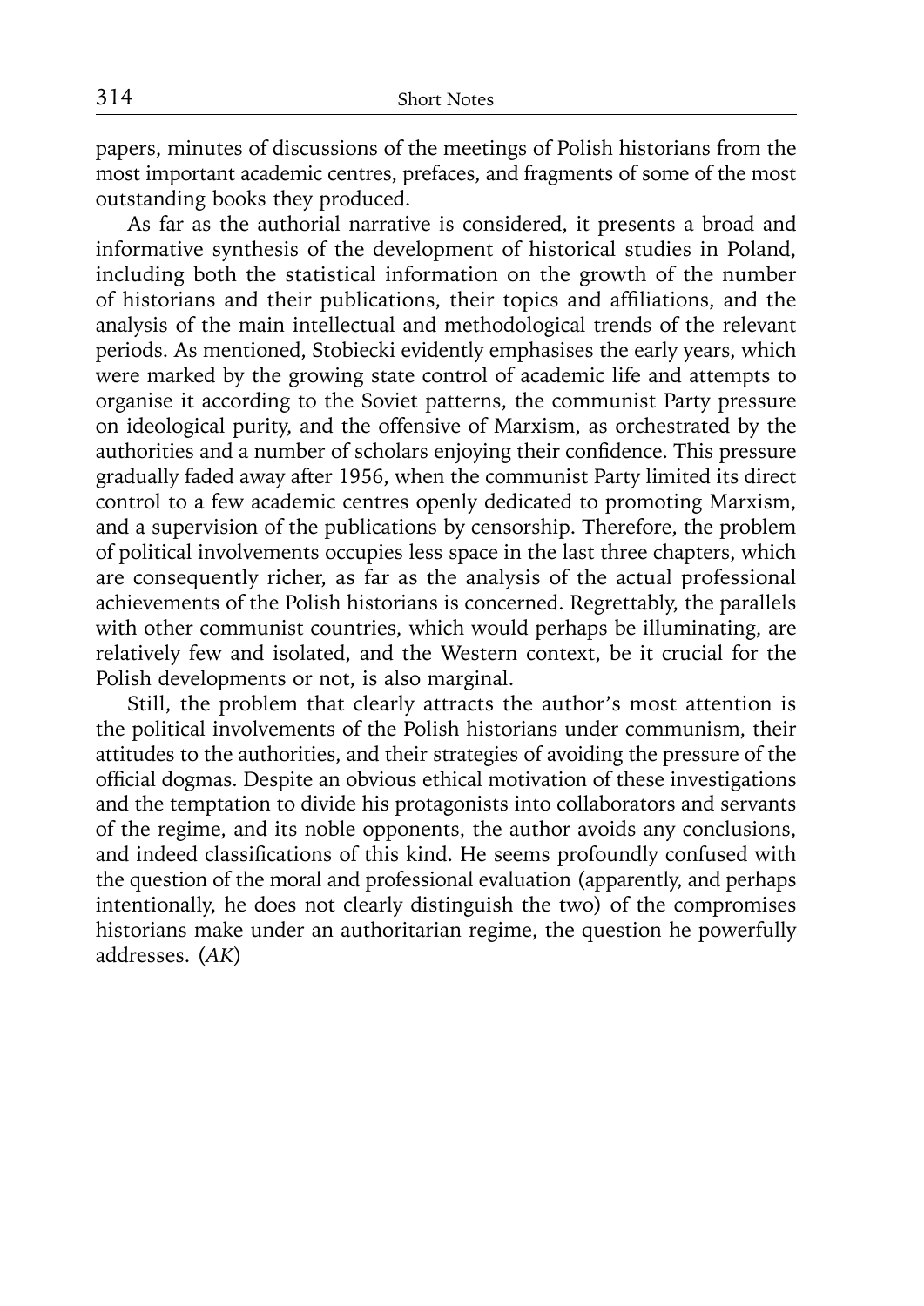papers, minutes of discussions of the meetings of Polish historians from the most important academic centres, prefaces, and fragments of some of the most outstanding books they produced.

As far as the authorial narrative is considered, it presents a broad and informative synthesis of the development of historical studies in Poland, including both the statistical information on the growth of the number of historians and their publications, their topics and affiliations, and the analysis of the main intellectual and methodological trends of the relevant periods. As mentioned, Stobiecki evidently emphasises the early years, which were marked by the growing state control of academic life and attempts to organise it according to the Soviet patterns, the communist Party pressure on ideological purity, and the offensive of Marxism, as orchestrated by the authorities and a number of scholars enjoying their confidence. This pressure gradually faded away after 1956, when the communist Party limited its direct control to a few academic centres openly dedicated to promoting Marxism, and a supervision of the publications by censorship. Therefore, the problem of political involvements occupies less space in the last three chapters, which are consequently richer, as far as the analysis of the actual professional achievements of the Polish historians is concerned. Regrettably, the parallels with other communist countries, which would perhaps be illuminating, are relatively few and isolated, and the Western context, be it crucial for the Polish developments or not, is also marginal.

Still, the problem that clearly attracts the author's most attention is the political involvements of the Polish historians under communism, their attitudes to the authorities, and their strategies of avoiding the pressure of the official dogmas. Despite an obvious ethical motivation of these investigations and the temptation to divide his protagonists into collaborators and servants of the regime, and its noble opponents, the author avoids any conclusions, and indeed classifications of this kind. He seems profoundly confused with the question of the moral and professional evaluation (apparently, and perhaps intentionally, he does not clearly distinguish the two) of the compromises historians make under an authoritarian regime, the question he powerfully addresses. (*AK*)